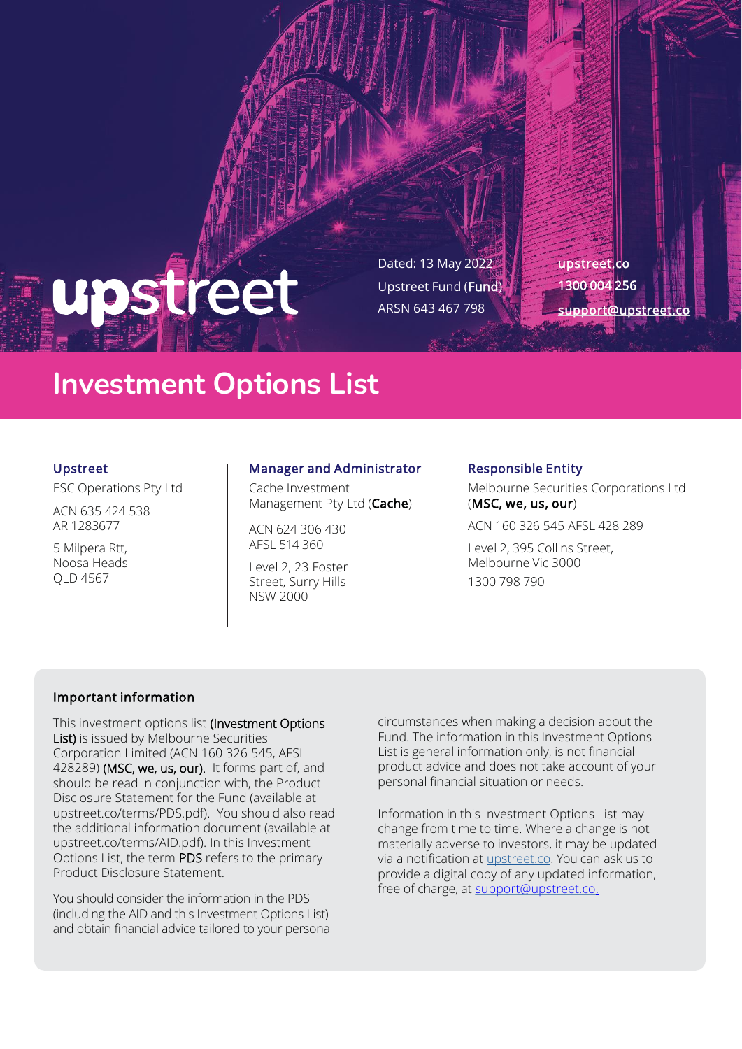upstreet

Dated: 13 May 2022

Upstreet Fund (**Fund**)

ARSN 643 467 798

upstreet.co

1300 004 256

support@upstreet.co

# Investment Options List

### Upstreet

ESC Operations Pty Ltd

ACN 635 424 538
AR 1283677

5 Milpera Rtt,
Noosa Heads
QLD 4567

### Manager and Administrator

Cache Investment Management Pty Ltd (**Cache**)

ACN 624 306 430
AFSL 514 360

Level 2, 23 Foster Street, Surry Hills
NSW 2000

### Responsible Entity

Melbourne Securities Corporations Ltd (**MSC, we, us, our**)

ACN 160 326 545 AFSL 428 289

Level 2, 395 Collins Street,
Melbourne Vic 3000

1300 798 790

## Important information

This investment options list (**Investment Options List**) is issued by Melbourne Securities Corporation Limited (ACN 160 326 545, AFSL 428289) (**MSC, we, us, our**). It forms part of, and should be read in conjunction with, the Product Disclosure Statement for the Fund (available at upstreet.co/terms/PDS.pdf). You should also read the additional information document (available at upstreet.co/terms/AID.pdf). In this Investment Options List, the term **PDS** refers to the primary Product Disclosure Statement.

You should consider the information in the PDS (including the AID and this Investment Options List) and obtain financial advice tailored to your personal circumstances when making a decision about the Fund. The information in this Investment Options List is general information only, is not financial product advice and does not take account of your personal financial situation or needs.

Information in this Investment Options List may change from time to time. Where a change is not materially adverse to investors, it may be updated via a notification at upstreet.co. You can ask us to provide a digital copy of any updated information, free of charge, at support@upstreet.co.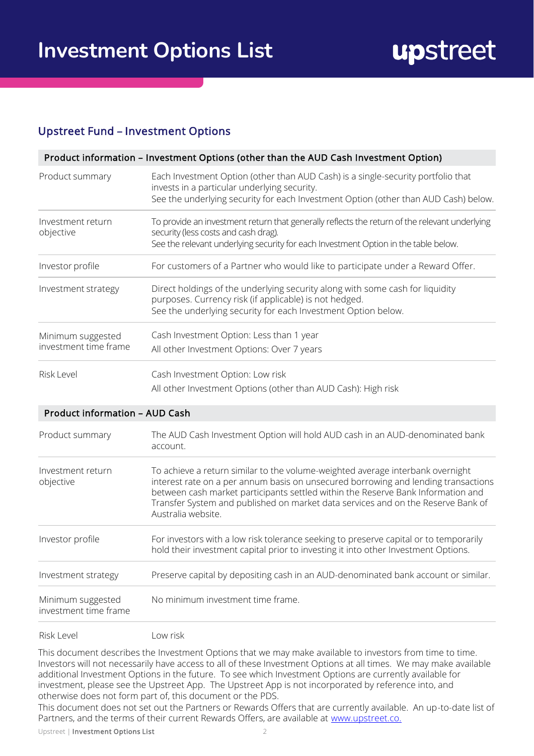# Investment Options List

## Upstreet Fund – Investment Options

| Product information – Investment Options (other than the AUD Cash Investment Option) | |
|---|---|
| Product summary | Each Investment Option (other than AUD Cash) is a single-security portfolio that invests in a particular underlying security.<br>See the underlying security for each Investment Option (other than AUD Cash) below. |
| Investment return objective | To provide an investment return that generally reflects the return of the relevant underlying security (less costs and cash drag).<br>See the relevant underlying security for each Investment Option in the table below. |
| Investor profile | For customers of a Partner who would like to participate under a Reward Offer. |
| Investment strategy | Direct holdings of the underlying security along with some cash for liquidity purposes. Currency risk (if applicable) is not hedged.<br>See the underlying security for each Investment Option below. |
| Minimum suggested investment time frame | Cash Investment Option: Less than 1 year<br>All other Investment Options: Over 7 years |
| Risk Level | Cash Investment Option: Low risk<br>All other Investment Options (other than AUD Cash): High risk |

| Product information – AUD Cash | |
|---|---|
| Product summary | The AUD Cash Investment Option will hold AUD cash in an AUD-denominated bank account. |
| Investment return objective | To achieve a return similar to the volume-weighted average interbank overnight interest rate on a per annum basis on unsecured borrowing and lending transactions between cash market participants settled within the Reserve Bank Information and Transfer System and published on market data services and on the Reserve Bank of Australia website. |
| Investor profile | For investors with a low risk tolerance seeking to preserve capital or to temporarily hold their investment capital prior to investing it into other Investment Options. |
| Investment strategy | Preserve capital by depositing cash in an AUD-denominated bank account or similar. |
| Minimum suggested investment time frame | No minimum investment time frame. |
| Risk Level | Low risk |

This document describes the Investment Options that we may make available to investors from time to time. Investors will not necessarily have access to all of these Investment Options at all times. We may make available additional Investment Options in the future. To see which Investment Options are currently available for investment, please see the Upstreet App. The Upstreet App is not incorporated by reference into, and otherwise does not form part of, this document or the PDS.

This document does not set out the Partners or Rewards Offers that are currently available. An up-to-date list of Partners, and the terms of their current Rewards Offers, are available at www.upstreet.co.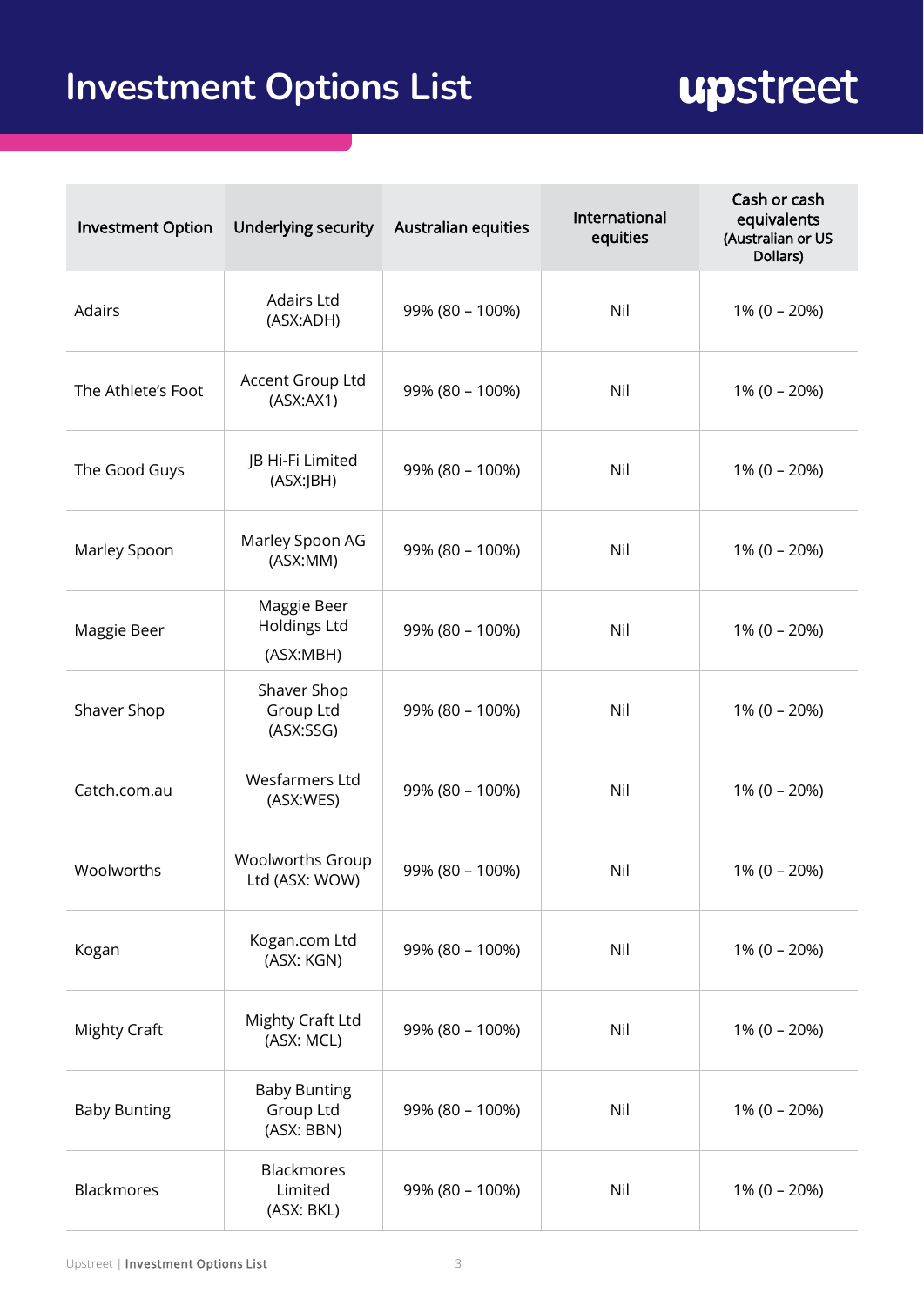# Investment Options List

| Investment Option | Underlying security | Australian equities | International equities | Cash or cash equivalents (Australian or US Dollars) |
|---|---|---|---|---|
| Adairs | Adairs Ltd (ASX:ADH) | 99% (80 – 100%) | Nil | 1% (0 – 20%) |
| The Athlete's Foot | Accent Group Ltd (ASX:AX1) | 99% (80 – 100%) | Nil | 1% (0 – 20%) |
| The Good Guys | JB Hi-Fi Limited (ASX:JBH) | 99% (80 – 100%) | Nil | 1% (0 – 20%) |
| Marley Spoon | Marley Spoon AG (ASX:MM) | 99% (80 – 100%) | Nil | 1% (0 – 20%) |
| Maggie Beer | Maggie Beer Holdings Ltd (ASX:MBH) | 99% (80 – 100%) | Nil | 1% (0 – 20%) |
| Shaver Shop | Shaver Shop Group Ltd (ASX:SSG) | 99% (80 – 100%) | Nil | 1% (0 – 20%) |
| Catch.com.au | Wesfarmers Ltd (ASX:WES) | 99% (80 – 100%) | Nil | 1% (0 – 20%) |
| Woolworths | Woolworths Group Ltd (ASX: WOW) | 99% (80 – 100%) | Nil | 1% (0 – 20%) |
| Kogan | Kogan.com Ltd (ASX: KGN) | 99% (80 – 100%) | Nil | 1% (0 – 20%) |
| Mighty Craft | Mighty Craft Ltd (ASX: MCL) | 99% (80 – 100%) | Nil | 1% (0 – 20%) |
| Baby Bunting | Baby Bunting Group Ltd (ASX: BBN) | 99% (80 – 100%) | Nil | 1% (0 – 20%) |
| Blackmores | Blackmores Limited (ASX: BKL) | 99% (80 – 100%) | Nil | 1% (0 – 20%) |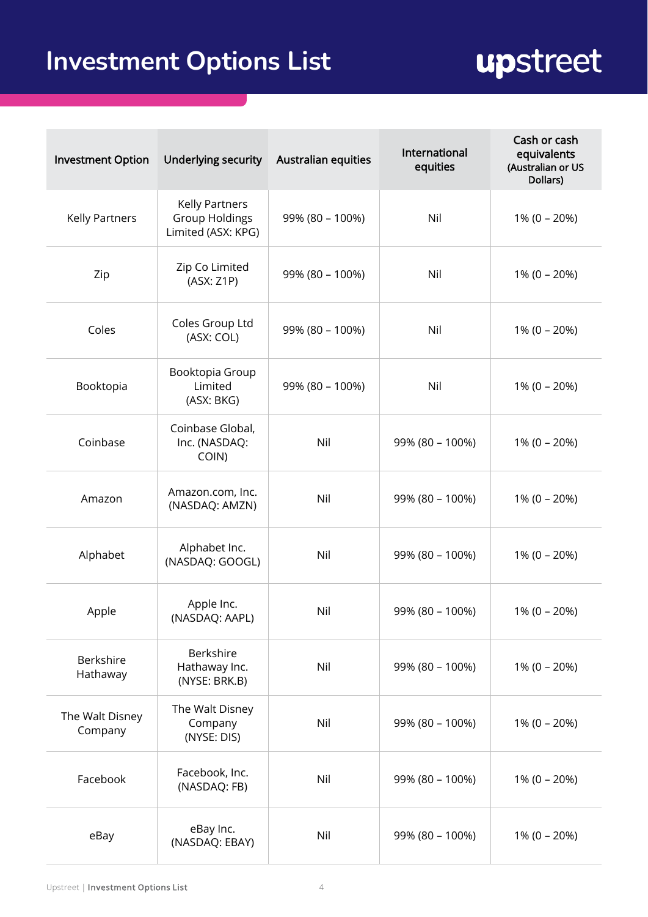# Investment Options List

| Investment Option | Underlying security | Australian equities | International equities | Cash or cash equivalents (Australian or US Dollars) |
|---|---|---|---|---|
| Kelly Partners | Kelly Partners Group Holdings Limited (ASX: KPG) | 99% (80 – 100%) | Nil | 1% (0 – 20%) |
| Zip | Zip Co Limited (ASX: Z1P) | 99% (80 – 100%) | Nil | 1% (0 – 20%) |
| Coles | Coles Group Ltd (ASX: COL) | 99% (80 – 100%) | Nil | 1% (0 – 20%) |
| Booktopia | Booktopia Group Limited (ASX: BKG) | 99% (80 – 100%) | Nil | 1% (0 – 20%) |
| Coinbase | Coinbase Global, Inc. (NASDAQ: COIN) | Nil | 99% (80 – 100%) | 1% (0 – 20%) |
| Amazon | Amazon.com, Inc. (NASDAQ: AMZN) | Nil | 99% (80 – 100%) | 1% (0 – 20%) |
| Alphabet | Alphabet Inc. (NASDAQ: GOOGL) | Nil | 99% (80 – 100%) | 1% (0 – 20%) |
| Apple | Apple Inc. (NASDAQ: AAPL) | Nil | 99% (80 – 100%) | 1% (0 – 20%) |
| Berkshire Hathaway | Berkshire Hathaway Inc. (NYSE: BRK.B) | Nil | 99% (80 – 100%) | 1% (0 – 20%) |
| The Walt Disney Company | The Walt Disney Company (NYSE: DIS) | Nil | 99% (80 – 100%) | 1% (0 – 20%) |
| Facebook | Facebook, Inc. (NASDAQ: FB) | Nil | 99% (80 – 100%) | 1% (0 – 20%) |
| eBay | eBay Inc. (NASDAQ: EBAY) | Nil | 99% (80 – 100%) | 1% (0 – 20%) |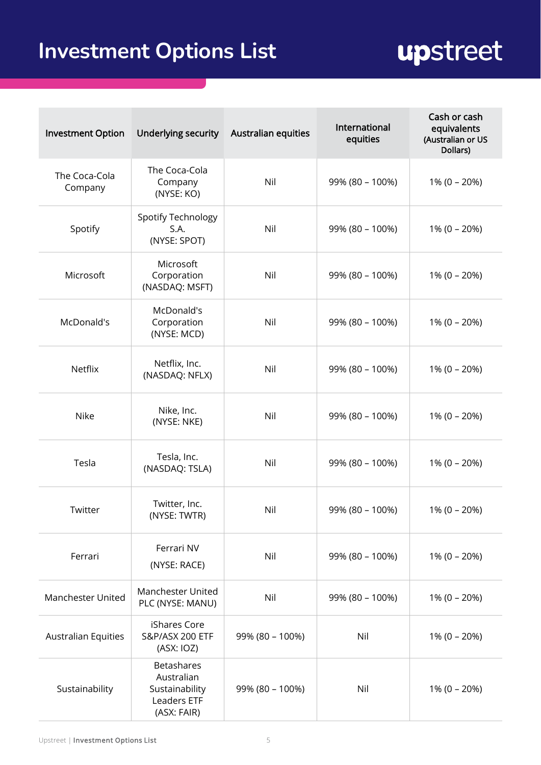# Investment Options List

| Investment Option | Underlying security | Australian equities | International equities | Cash or cash equivalents (Australian or US Dollars) |
|---|---|---|---|---|
| The Coca-Cola Company | The Coca-Cola Company (NYSE: KO) | Nil | 99% (80 – 100%) | 1% (0 – 20%) |
| Spotify | Spotify Technology S.A. (NYSE: SPOT) | Nil | 99% (80 – 100%) | 1% (0 – 20%) |
| Microsoft | Microsoft Corporation (NASDAQ: MSFT) | Nil | 99% (80 – 100%) | 1% (0 – 20%) |
| McDonald's | McDonald's Corporation (NYSE: MCD) | Nil | 99% (80 – 100%) | 1% (0 – 20%) |
| Netflix | Netflix, Inc. (NASDAQ: NFLX) | Nil | 99% (80 – 100%) | 1% (0 – 20%) |
| Nike | Nike, Inc. (NYSE: NKE) | Nil | 99% (80 – 100%) | 1% (0 – 20%) |
| Tesla | Tesla, Inc. (NASDAQ: TSLA) | Nil | 99% (80 – 100%) | 1% (0 – 20%) |
| Twitter | Twitter, Inc. (NYSE: TWTR) | Nil | 99% (80 – 100%) | 1% (0 – 20%) |
| Ferrari | Ferrari NV (NYSE: RACE) | Nil | 99% (80 – 100%) | 1% (0 – 20%) |
| Manchester United | Manchester United PLC (NYSE: MANU) | Nil | 99% (80 – 100%) | 1% (0 – 20%) |
| Australian Equities | iShares Core S&P/ASX 200 ETF (ASX: IOZ) | 99% (80 – 100%) | Nil | 1% (0 – 20%) |
| Sustainability | Betashares Australian Sustainability Leaders ETF (ASX: FAIR) | 99% (80 – 100%) | Nil | 1% (0 – 20%) |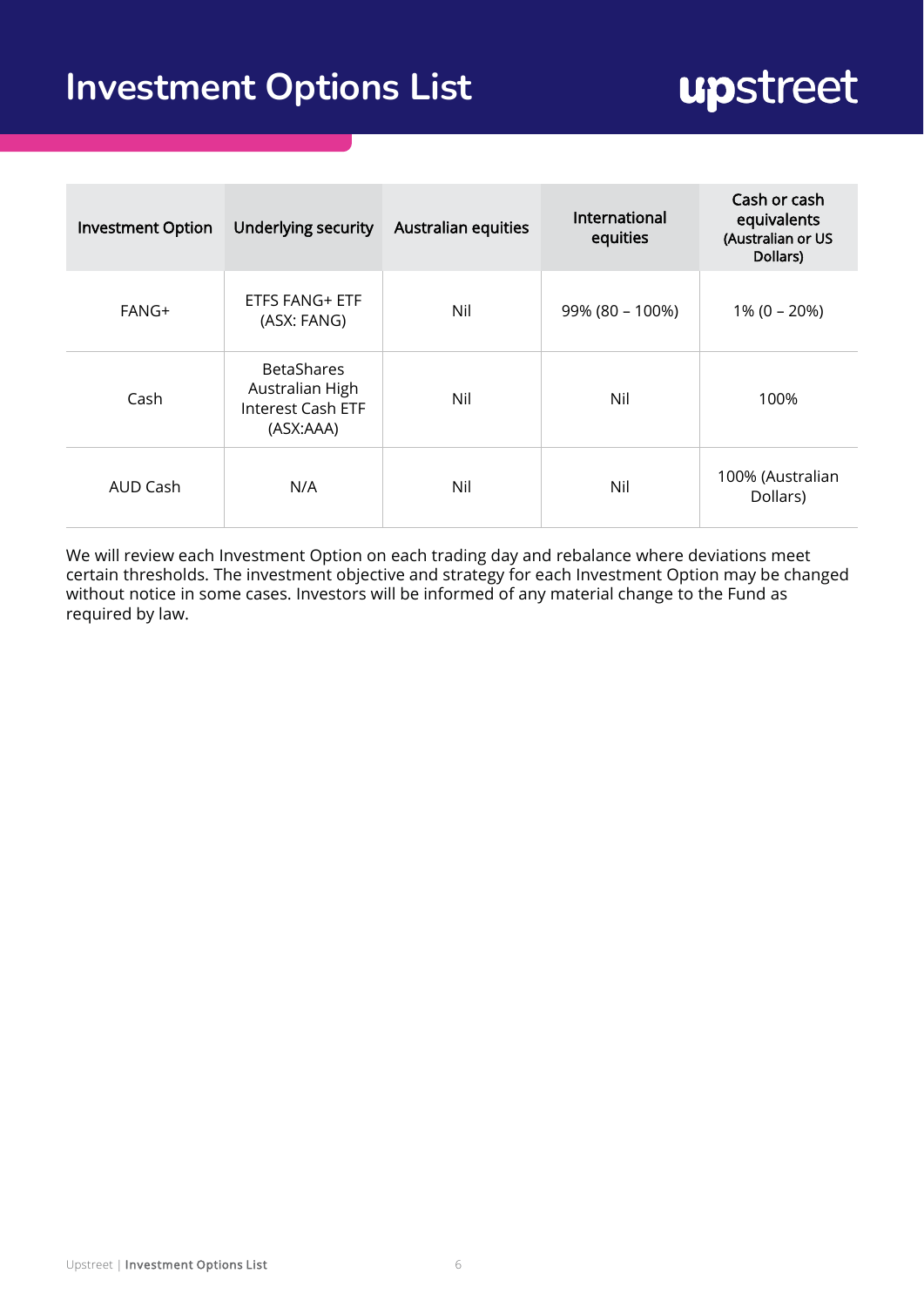# Investment Options List

| Investment Option | Underlying security | Australian equities | International equities | Cash or cash equivalents (Australian or US Dollars) |
|---|---|---|---|---|
| FANG+ | ETFS FANG+ ETF (ASX: FANG) | Nil | 99% (80 – 100%) | 1% (0 – 20%) |
| Cash | BetaShares Australian High Interest Cash ETF (ASX:AAA) | Nil | Nil | 100% |
| AUD Cash | N/A | Nil | Nil | 100% (Australian Dollars) |

We will review each Investment Option on each trading day and rebalance where deviations meet certain thresholds. The investment objective and strategy for each Investment Option may be changed without notice in some cases. Investors will be informed of any material change to the Fund as required by law.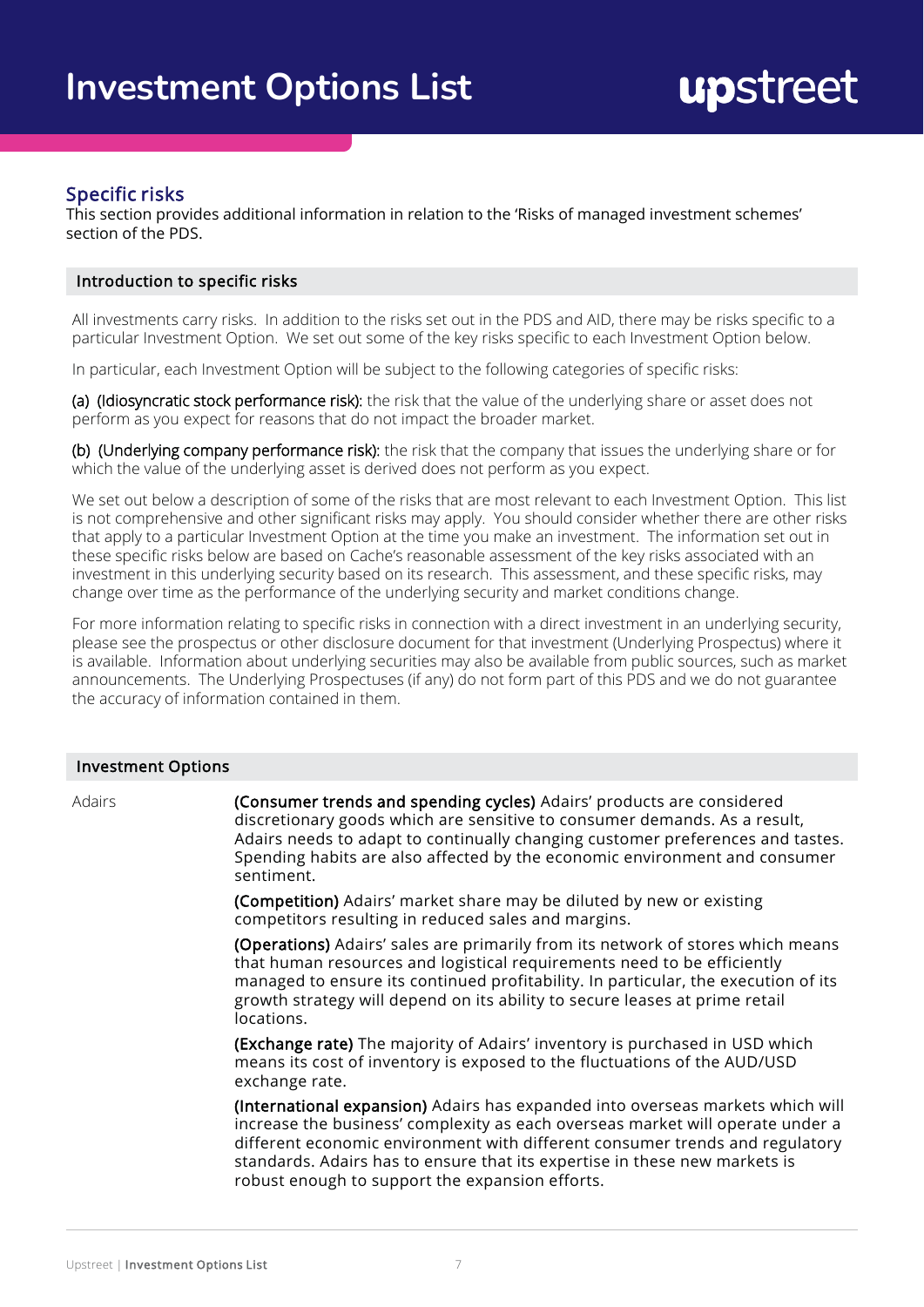# Investment Options List

## Specific risks

This section provides additional information in relation to the 'Risks of managed investment schemes' section of the PDS.

### Introduction to specific risks

All investments carry risks. In addition to the risks set out in the PDS and AID, there may be risks specific to a particular Investment Option. We set out some of the key risks specific to each Investment Option below.

In particular, each Investment Option will be subject to the following categories of specific risks:

**(a) (Idiosyncratic stock performance risk):** the risk that the value of the underlying share or asset does not perform as you expect for reasons that do not impact the broader market.

**(b) (Underlying company performance risk):** the risk that the company that issues the underlying share or for which the value of the underlying asset is derived does not perform as you expect.

We set out below a description of some of the risks that are most relevant to each Investment Option. This list is not comprehensive and other significant risks may apply. You should consider whether there are other risks that apply to a particular Investment Option at the time you make an investment. The information set out in these specific risks below are based on Cache's reasonable assessment of the key risks associated with an investment in this underlying security based on its research. This assessment, and these specific risks, may change over time as the performance of the underlying security and market conditions change.

For more information relating to specific risks in connection with a direct investment in an underlying security, please see the prospectus or other disclosure document for that investment (Underlying Prospectus) where it is available. Information about underlying securities may also be available from public sources, such as market announcements. The Underlying Prospectuses (if any) do not form part of this PDS and we do not guarantee the accuracy of information contained in them.

### Investment Options

| | |
|---|---|
| Adairs | **(Consumer trends and spending cycles)** Adairs' products are considered discretionary goods which are sensitive to consumer demands. As a result, Adairs needs to adapt to continually changing customer preferences and tastes. Spending habits are also affected by the economic environment and consumer sentiment.<br><br>**(Competition)** Adairs' market share may be diluted by new or existing competitors resulting in reduced sales and margins.<br><br>**(Operations)** Adairs' sales are primarily from its network of stores which means that human resources and logistical requirements need to be efficiently managed to ensure its continued profitability. In particular, the execution of its growth strategy will depend on its ability to secure leases at prime retail locations.<br><br>**(Exchange rate)** The majority of Adairs' inventory is purchased in USD which means its cost of inventory is exposed to the fluctuations of the AUD/USD exchange rate.<br><br>**(International expansion)** Adairs has expanded into overseas markets which will increase the business' complexity as each overseas market will operate under a different economic environment with different consumer trends and regulatory standards. Adairs has to ensure that its expertise in these new markets is robust enough to support the expansion efforts. |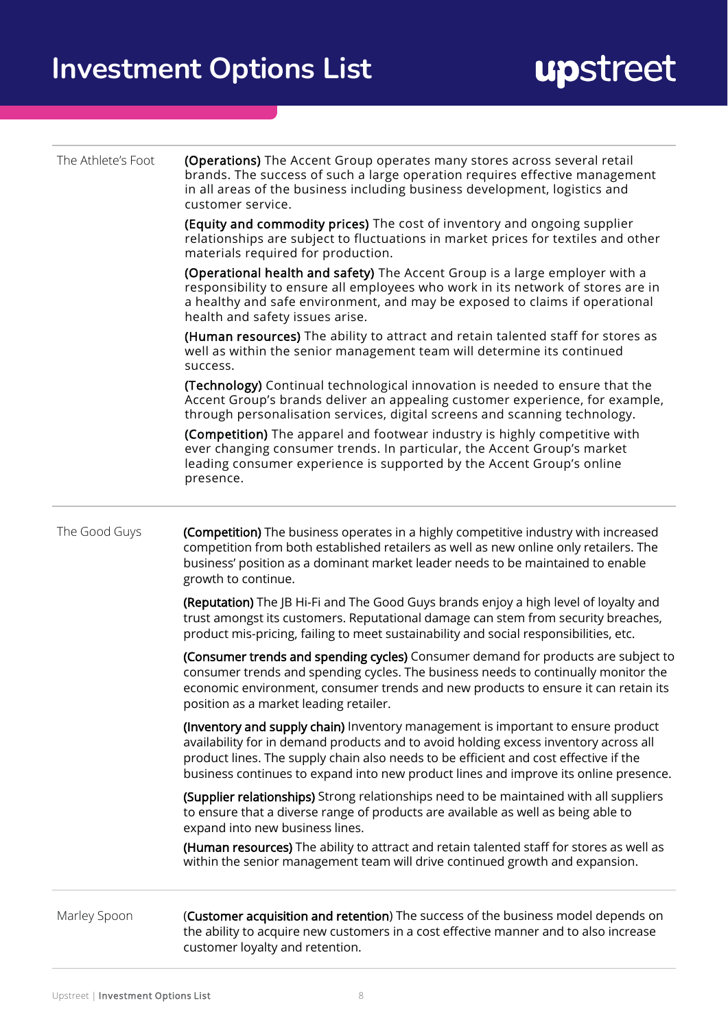# Investment Options List

| | |
|---|---|
| The Athlete's Foot | **(Operations)** The Accent Group operates many stores across several retail brands. The success of such a large operation requires effective management in all areas of the business including business development, logistics and customer service.<br><br>**(Equity and commodity prices)** The cost of inventory and ongoing supplier relationships are subject to fluctuations in market prices for textiles and other materials required for production.<br><br>**(Operational health and safety)** The Accent Group is a large employer with a responsibility to ensure all employees who work in its network of stores are in a healthy and safe environment, and may be exposed to claims if operational health and safety issues arise.<br><br>**(Human resources)** The ability to attract and retain talented staff for stores as well as within the senior management team will determine its continued success.<br><br>**(Technology)** Continual technological innovation is needed to ensure that the Accent Group's brands deliver an appealing customer experience, for example, through personalisation services, digital screens and scanning technology.<br><br>**(Competition)** The apparel and footwear industry is highly competitive with ever changing consumer trends. In particular, the Accent Group's market leading consumer experience is supported by the Accent Group's online presence. |
| The Good Guys | **(Competition)** The business operates in a highly competitive industry with increased competition from both established retailers as well as new online only retailers. The business' position as a dominant market leader needs to be maintained to enable growth to continue.<br><br>**(Reputation)** The JB Hi-Fi and The Good Guys brands enjoy a high level of loyalty and trust amongst its customers. Reputational damage can stem from security breaches, product mis-pricing, failing to meet sustainability and social responsibilities, etc.<br><br>**(Consumer trends and spending cycles)** Consumer demand for products are subject to consumer trends and spending cycles. The business needs to continually monitor the economic environment, consumer trends and new products to ensure it can retain its position as a market leading retailer.<br><br>**(Inventory and supply chain)** Inventory management is important to ensure product availability for in demand products and to avoid holding excess inventory across all product lines. The supply chain also needs to be efficient and cost effective if the business continues to expand into new product lines and improve its online presence.<br><br>**(Supplier relationships)** Strong relationships need to be maintained with all suppliers to ensure that a diverse range of products are available as well as being able to expand into new business lines.<br><br>**(Human resources)** The ability to attract and retain talented staff for stores as well as within the senior management team will drive continued growth and expansion. |
| Marley Spoon | (**Customer acquisition and retention**) The success of the business model depends on the ability to acquire new customers in a cost effective manner and to also increase customer loyalty and retention. |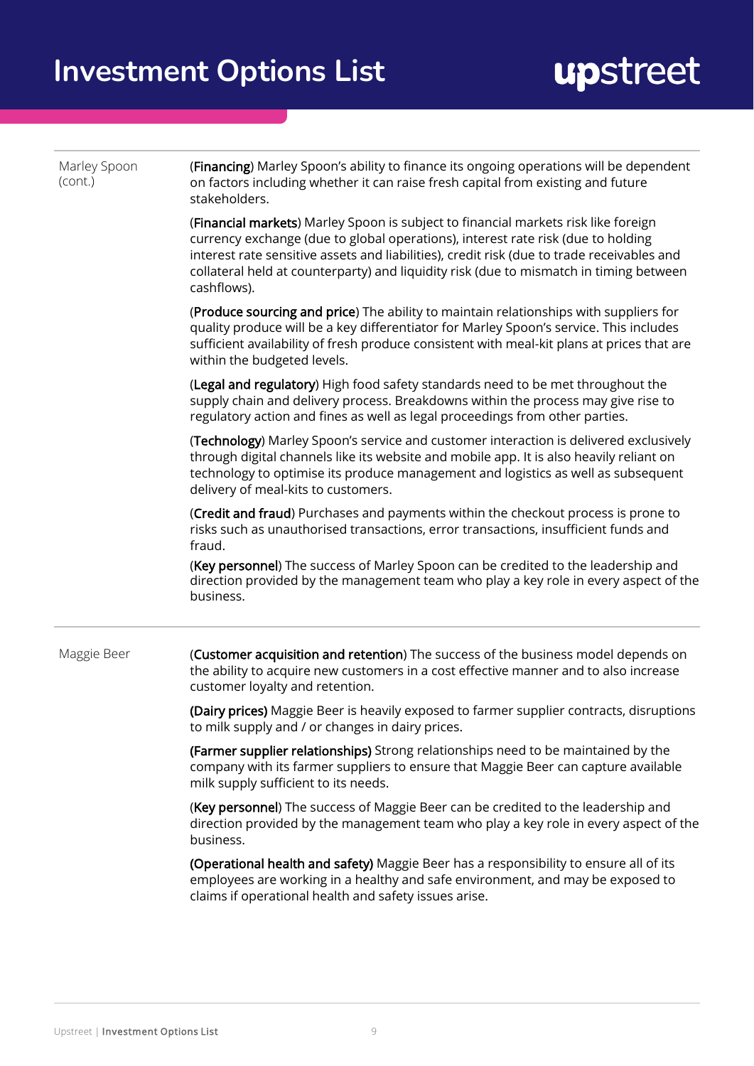# Investment Options List

| | |
|---|---|
| Marley Spoon (cont.) | (**Financing**) Marley Spoon's ability to finance its ongoing operations will be dependent on factors including whether it can raise fresh capital from existing and future stakeholders.<br><br>(**Financial markets**) Marley Spoon is subject to financial markets risk like foreign currency exchange (due to global operations), interest rate risk (due to holding interest rate sensitive assets and liabilities), credit risk (due to trade receivables and collateral held at counterparty) and liquidity risk (due to mismatch in timing between cashflows).<br><br>(**Produce sourcing and price**) The ability to maintain relationships with suppliers for quality produce will be a key differentiator for Marley Spoon's service. This includes sufficient availability of fresh produce consistent with meal-kit plans at prices that are within the budgeted levels.<br><br>(**Legal and regulatory**) High food safety standards need to be met throughout the supply chain and delivery process. Breakdowns within the process may give rise to regulatory action and fines as well as legal proceedings from other parties.<br><br>(**Technology**) Marley Spoon's service and customer interaction is delivered exclusively through digital channels like its website and mobile app. It is also heavily reliant on technology to optimise its produce management and logistics as well as subsequent delivery of meal-kits to customers.<br><br>(**Credit and fraud**) Purchases and payments within the checkout process is prone to risks such as unauthorised transactions, error transactions, insufficient funds and fraud.<br><br>(**Key personnel**) The success of Marley Spoon can be credited to the leadership and direction provided by the management team who play a key role in every aspect of the business. |
| Maggie Beer | (**Customer acquisition and retention**) The success of the business model depends on the ability to acquire new customers in a cost effective manner and to also increase customer loyalty and retention.<br><br>**(Dairy prices)** Maggie Beer is heavily exposed to farmer supplier contracts, disruptions to milk supply and / or changes in dairy prices.<br><br>**(Farmer supplier relationships)** Strong relationships need to be maintained by the company with its farmer suppliers to ensure that Maggie Beer can capture available milk supply sufficient to its needs.<br><br>(**Key personnel**) The success of Maggie Beer can be credited to the leadership and direction provided by the management team who play a key role in every aspect of the business.<br><br>**(Operational health and safety)** Maggie Beer has a responsibility to ensure all of its employees are working in a healthy and safe environment, and may be exposed to claims if operational health and safety issues arise. |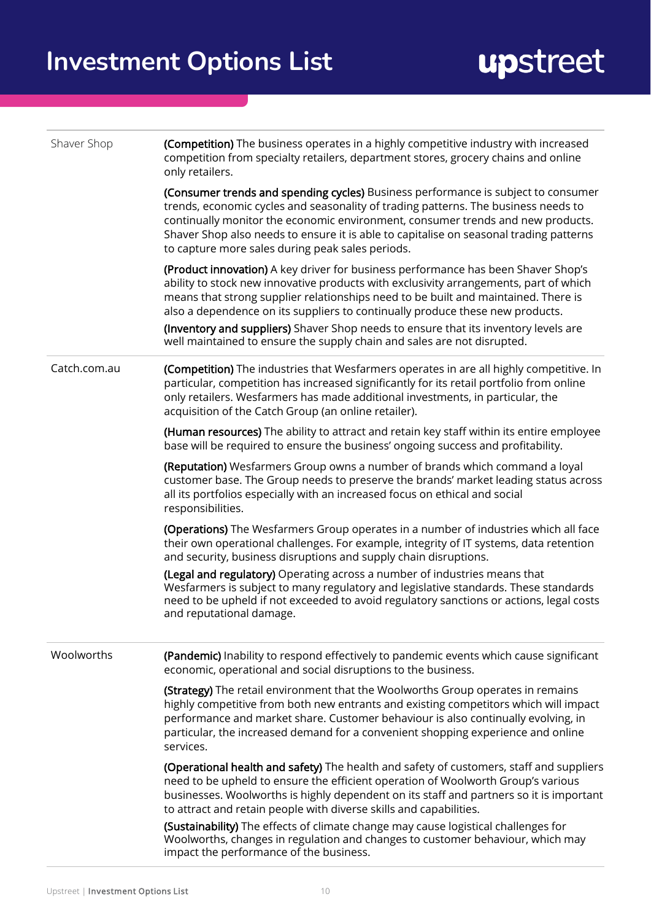# Investment Options List

| | |
|---|---|
| Shaver Shop | **(Competition)** The business operates in a highly competitive industry with increased competition from specialty retailers, department stores, grocery chains and online only retailers.<br><br>**(Consumer trends and spending cycles)** Business performance is subject to consumer trends, economic cycles and seasonality of trading patterns. The business needs to continually monitor the economic environment, consumer trends and new products. Shaver Shop also needs to ensure it is able to capitalise on seasonal trading patterns to capture more sales during peak sales periods.<br><br>**(Product innovation)** A key driver for business performance has been Shaver Shop's ability to stock new innovative products with exclusivity arrangements, part of which means that strong supplier relationships need to be built and maintained. There is also a dependence on its suppliers to continually produce these new products.<br><br>**(Inventory and suppliers)** Shaver Shop needs to ensure that its inventory levels are well maintained to ensure the supply chain and sales are not disrupted. |
| Catch.com.au | **(Competition)** The industries that Wesfarmers operates in are all highly competitive. In particular, competition has increased significantly for its retail portfolio from online only retailers. Wesfarmers has made additional investments, in particular, the acquisition of the Catch Group (an online retailer).<br><br>**(Human resources)** The ability to attract and retain key staff within its entire employee base will be required to ensure the business' ongoing success and profitability.<br><br>**(Reputation)** Wesfarmers Group owns a number of brands which command a loyal customer base. The Group needs to preserve the brands' market leading status across all its portfolios especially with an increased focus on ethical and social responsibilities.<br><br>**(Operations)** The Wesfarmers Group operates in a number of industries which all face their own operational challenges. For example, integrity of IT systems, data retention and security, business disruptions and supply chain disruptions.<br><br>**(Legal and regulatory)** Operating across a number of industries means that Wesfarmers is subject to many regulatory and legislative standards. These standards need to be upheld if not exceeded to avoid regulatory sanctions or actions, legal costs and reputational damage. |
| Woolworths | **(Pandemic)** Inability to respond effectively to pandemic events which cause significant economic, operational and social disruptions to the business.<br><br>**(Strategy)** The retail environment that the Woolworths Group operates in remains highly competitive from both new entrants and existing competitors which will impact performance and market share. Customer behaviour is also continually evolving, in particular, the increased demand for a convenient shopping experience and online services.<br><br>**(Operational health and safety)** The health and safety of customers, staff and suppliers need to be upheld to ensure the efficient operation of Woolworth Group's various businesses. Woolworths is highly dependent on its staff and partners so it is important to attract and retain people with diverse skills and capabilities.<br><br>**(Sustainability)** The effects of climate change may cause logistical challenges for Woolworths, changes in regulation and changes to customer behaviour, which may impact the performance of the business. |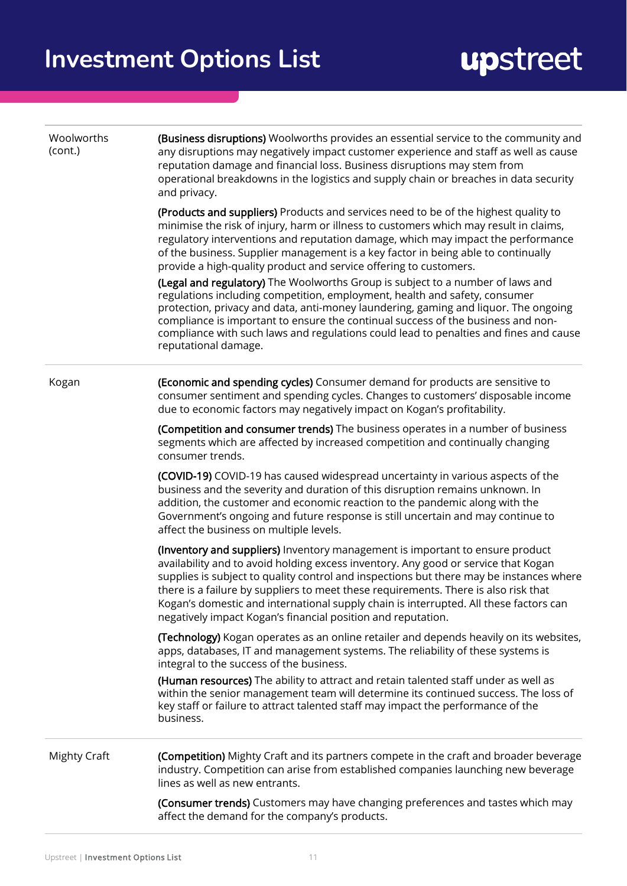| | |
|---|---|
| Woolworths (cont.) | **(Business disruptions)** Woolworths provides an essential service to the community and any disruptions may negatively impact customer experience and staff as well as cause reputation damage and financial loss. Business disruptions may stem from operational breakdowns in the logistics and supply chain or breaches in data security and privacy.<br><br>**(Products and suppliers)** Products and services need to be of the highest quality to minimise the risk of injury, harm or illness to customers which may result in claims, regulatory interventions and reputation damage, which may impact the performance of the business. Supplier management is a key factor in being able to continually provide a high-quality product and service offering to customers.<br><br>**(Legal and regulatory)** The Woolworths Group is subject to a number of laws and regulations including competition, employment, health and safety, consumer protection, privacy and data, anti-money laundering, gaming and liquor. The ongoing compliance is important to ensure the continual success of the business and non-compliance with such laws and regulations could lead to penalties and fines and cause reputational damage. |
| Kogan | **(Economic and spending cycles)** Consumer demand for products are sensitive to consumer sentiment and spending cycles. Changes to customers' disposable income due to economic factors may negatively impact on Kogan's profitability.<br><br>**(Competition and consumer trends)** The business operates in a number of business segments which are affected by increased competition and continually changing consumer trends.<br><br>**(COVID-19)** COVID-19 has caused widespread uncertainty in various aspects of the business and the severity and duration of this disruption remains unknown. In addition, the customer and economic reaction to the pandemic along with the Government's ongoing and future response is still uncertain and may continue to affect the business on multiple levels.<br><br>**(Inventory and suppliers)** Inventory management is important to ensure product availability and to avoid holding excess inventory. Any good or service that Kogan supplies is subject to quality control and inspections but there may be instances where there is a failure by suppliers to meet these requirements. There is also risk that Kogan's domestic and international supply chain is interrupted. All these factors can negatively impact Kogan's financial position and reputation.<br><br>**(Technology)** Kogan operates as an online retailer and depends heavily on its websites, apps, databases, IT and management systems. The reliability of these systems is integral to the success of the business.<br><br>**(Human resources)** The ability to attract and retain talented staff under as well as within the senior management team will determine its continued success. The loss of key staff or failure to attract talented staff may impact the performance of the business. |
| Mighty Craft | **(Competition)** Mighty Craft and its partners compete in the craft and broader beverage industry. Competition can arise from established companies launching new beverage lines as well as new entrants.<br><br>**(Consumer trends)** Customers may have changing preferences and tastes which may affect the demand for the company's products. |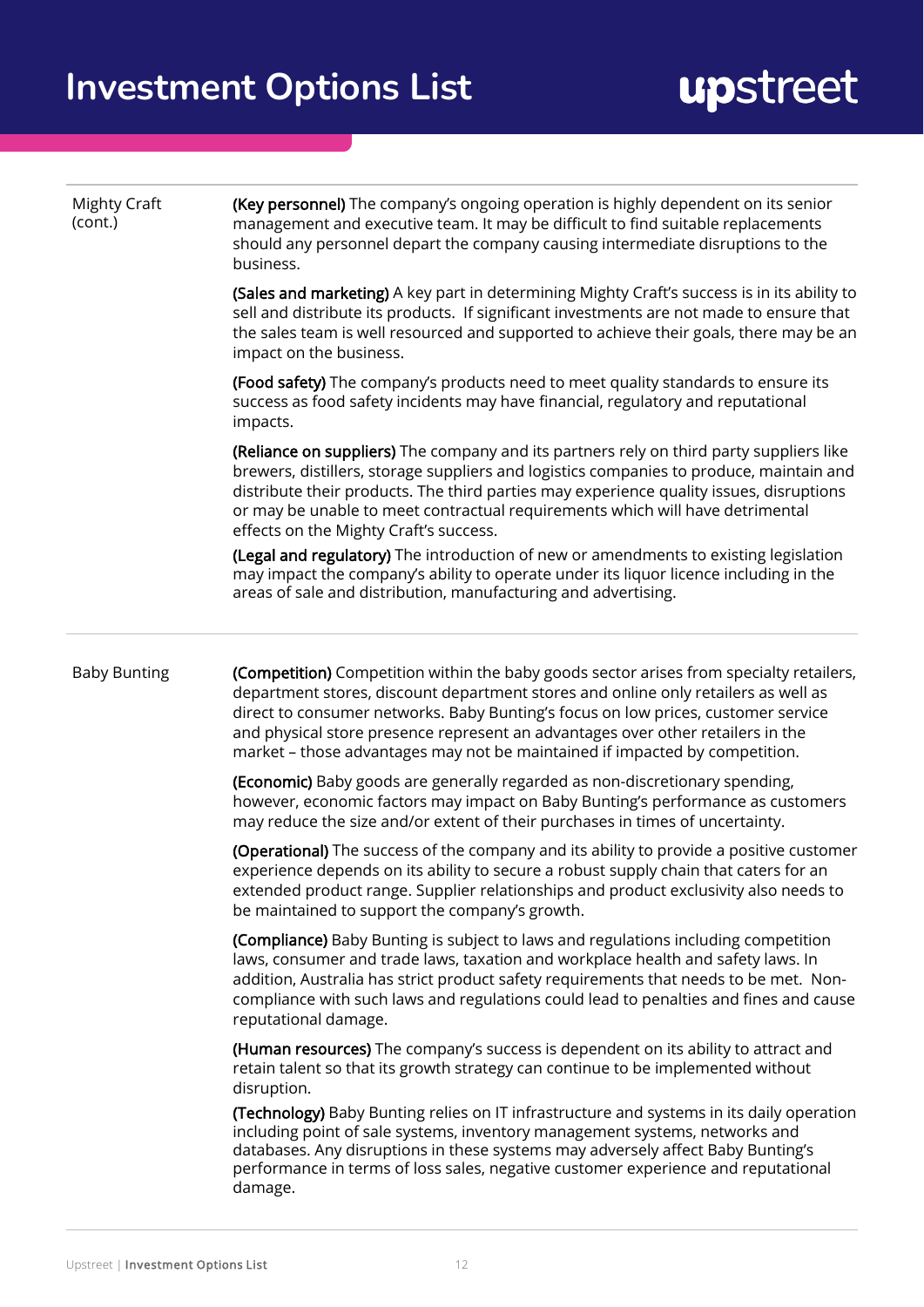| | |
|---|---|
| Mighty Craft (cont.) | **(Key personnel)** The company's ongoing operation is highly dependent on its senior management and executive team. It may be difficult to find suitable replacements should any personnel depart the company causing intermediate disruptions to the business.<br><br>**(Sales and marketing)** A key part in determining Mighty Craft's success is in its ability to sell and distribute its products. If significant investments are not made to ensure that the sales team is well resourced and supported to achieve their goals, there may be an impact on the business.<br><br>**(Food safety)** The company's products need to meet quality standards to ensure its success as food safety incidents may have financial, regulatory and reputational impacts.<br><br>**(Reliance on suppliers)** The company and its partners rely on third party suppliers like brewers, distillers, storage suppliers and logistics companies to produce, maintain and distribute their products. The third parties may experience quality issues, disruptions or may be unable to meet contractual requirements which will have detrimental effects on the Mighty Craft's success.<br><br>**(Legal and regulatory)** The introduction of new or amendments to existing legislation may impact the company's ability to operate under its liquor licence including in the areas of sale and distribution, manufacturing and advertising. |
| Baby Bunting | **(Competition)** Competition within the baby goods sector arises from specialty retailers, department stores, discount department stores and online only retailers as well as direct to consumer networks. Baby Bunting's focus on low prices, customer service and physical store presence represent an advantages over other retailers in the market – those advantages may not be maintained if impacted by competition.<br><br>**(Economic)** Baby goods are generally regarded as non-discretionary spending, however, economic factors may impact on Baby Bunting's performance as customers may reduce the size and/or extent of their purchases in times of uncertainty.<br><br>**(Operational)** The success of the company and its ability to provide a positive customer experience depends on its ability to secure a robust supply chain that caters for an extended product range. Supplier relationships and product exclusivity also needs to be maintained to support the company's growth.<br><br>**(Compliance)** Baby Bunting is subject to laws and regulations including competition laws, consumer and trade laws, taxation and workplace health and safety laws. In addition, Australia has strict product safety requirements that needs to be met. Non-compliance with such laws and regulations could lead to penalties and fines and cause reputational damage.<br><br>**(Human resources)** The company's success is dependent on its ability to attract and retain talent so that its growth strategy can continue to be implemented without disruption.<br><br>**(Technology)** Baby Bunting relies on IT infrastructure and systems in its daily operation including point of sale systems, inventory management systems, networks and databases. Any disruptions in these systems may adversely affect Baby Bunting's performance in terms of loss sales, negative customer experience and reputational damage. |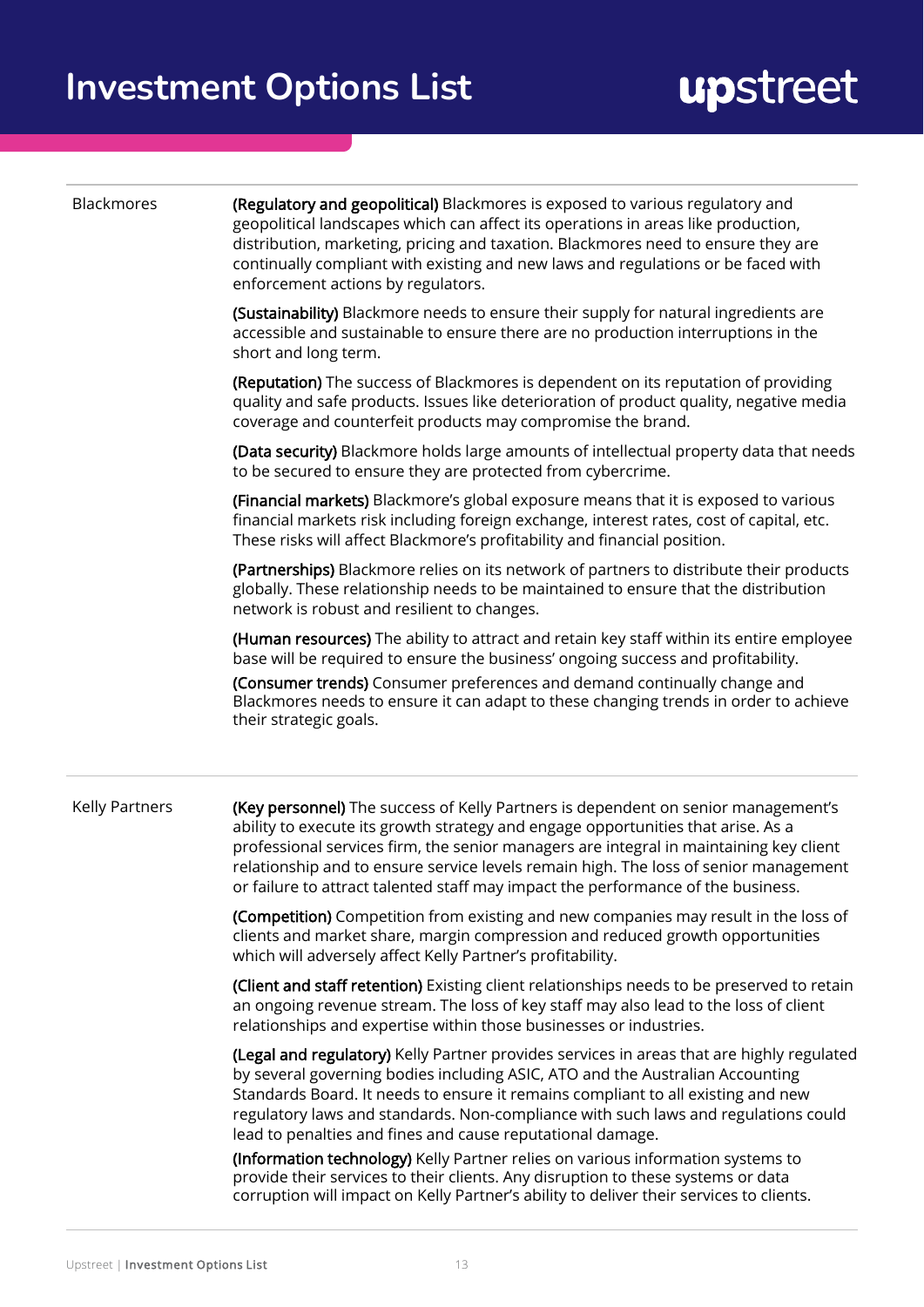| | |
|---|---|
| Blackmores | **(Regulatory and geopolitical)** Blackmores is exposed to various regulatory and geopolitical landscapes which can affect its operations in areas like production, distribution, marketing, pricing and taxation. Blackmores need to ensure they are continually compliant with existing and new laws and regulations or be faced with enforcement actions by regulators.<br><br>**(Sustainability)** Blackmore needs to ensure their supply for natural ingredients are accessible and sustainable to ensure there are no production interruptions in the short and long term.<br><br>**(Reputation)** The success of Blackmores is dependent on its reputation of providing quality and safe products. Issues like deterioration of product quality, negative media coverage and counterfeit products may compromise the brand.<br><br>**(Data security)** Blackmore holds large amounts of intellectual property data that needs to be secured to ensure they are protected from cybercrime.<br><br>**(Financial markets)** Blackmore's global exposure means that it is exposed to various financial markets risk including foreign exchange, interest rates, cost of capital, etc. These risks will affect Blackmore's profitability and financial position.<br><br>**(Partnerships)** Blackmore relies on its network of partners to distribute their products globally. These relationship needs to be maintained to ensure that the distribution network is robust and resilient to changes.<br><br>**(Human resources)** The ability to attract and retain key staff within its entire employee base will be required to ensure the business' ongoing success and profitability.<br><br>**(Consumer trends)** Consumer preferences and demand continually change and Blackmores needs to ensure it can adapt to these changing trends in order to achieve their strategic goals. |
| Kelly Partners | **(Key personnel)** The success of Kelly Partners is dependent on senior management's ability to execute its growth strategy and engage opportunities that arise. As a professional services firm, the senior managers are integral in maintaining key client relationship and to ensure service levels remain high. The loss of senior management or failure to attract talented staff may impact the performance of the business.<br><br>**(Competition)** Competition from existing and new companies may result in the loss of clients and market share, margin compression and reduced growth opportunities which will adversely affect Kelly Partner's profitability.<br><br>**(Client and staff retention)** Existing client relationships needs to be preserved to retain an ongoing revenue stream. The loss of key staff may also lead to the loss of client relationships and expertise within those businesses or industries.<br><br>**(Legal and regulatory)** Kelly Partner provides services in areas that are highly regulated by several governing bodies including ASIC, ATO and the Australian Accounting Standards Board. It needs to ensure it remains compliant to all existing and new regulatory laws and standards. Non-compliance with such laws and regulations could lead to penalties and fines and cause reputational damage.<br><br>**(Information technology)** Kelly Partner relies on various information systems to provide their services to their clients. Any disruption to these systems or data corruption will impact on Kelly Partner's ability to deliver their services to clients. |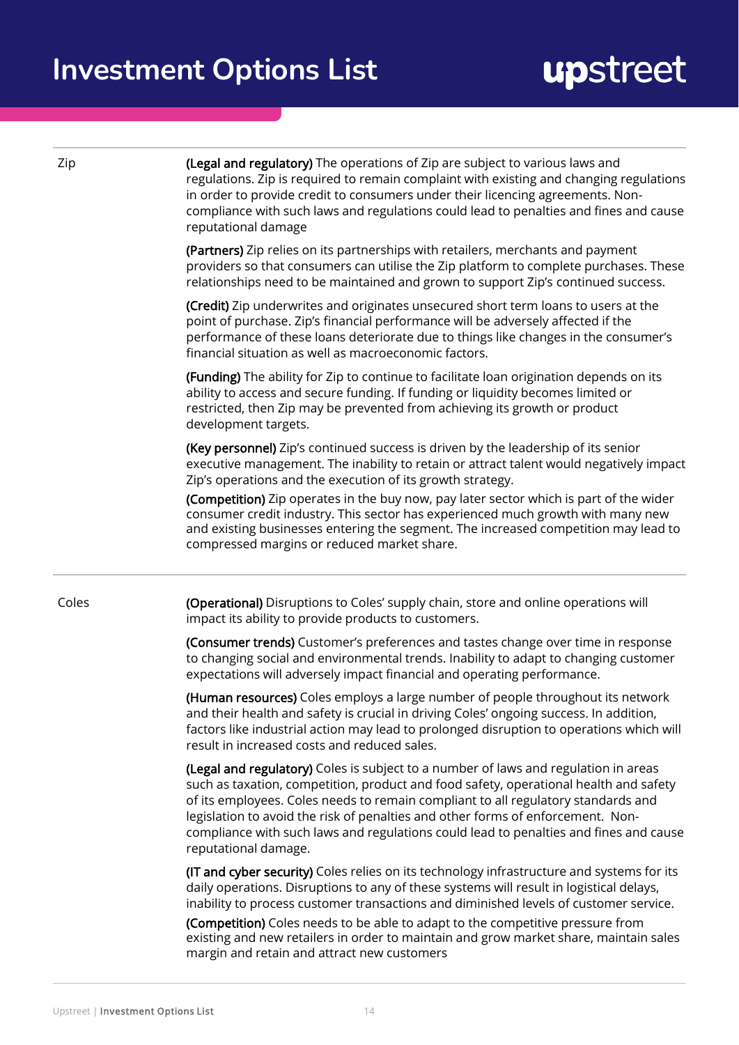# Investment Options List

| | |
|---|---|
| Zip | **(Legal and regulatory)** The operations of Zip are subject to various laws and regulations. Zip is required to remain complaint with existing and changing regulations in order to provide credit to consumers under their licencing agreements. Non-compliance with such laws and regulations could lead to penalties and fines and cause reputational damage<br><br>**(Partners)** Zip relies on its partnerships with retailers, merchants and payment providers so that consumers can utilise the Zip platform to complete purchases. These relationships need to be maintained and grown to support Zip's continued success.<br><br>**(Credit)** Zip underwrites and originates unsecured short term loans to users at the point of purchase. Zip's financial performance will be adversely affected if the performance of these loans deteriorate due to things like changes in the consumer's financial situation as well as macroeconomic factors.<br><br>**(Funding)** The ability for Zip to continue to facilitate loan origination depends on its ability to access and secure funding. If funding or liquidity becomes limited or restricted, then Zip may be prevented from achieving its growth or product development targets.<br><br>**(Key personnel)** Zip's continued success is driven by the leadership of its senior executive management. The inability to retain or attract talent would negatively impact Zip's operations and the execution of its growth strategy.<br><br>**(Competition)** Zip operates in the buy now, pay later sector which is part of the wider consumer credit industry. This sector has experienced much growth with many new and existing businesses entering the segment. The increased competition may lead to compressed margins or reduced market share. |
| Coles | **(Operational)** Disruptions to Coles' supply chain, store and online operations will impact its ability to provide products to customers.<br><br>**(Consumer trends)** Customer's preferences and tastes change over time in response to changing social and environmental trends. Inability to adapt to changing customer expectations will adversely impact financial and operating performance.<br><br>**(Human resources)** Coles employs a large number of people throughout its network and their health and safety is crucial in driving Coles' ongoing success. In addition, factors like industrial action may lead to prolonged disruption to operations which will result in increased costs and reduced sales.<br><br>**(Legal and regulatory)** Coles is subject to a number of laws and regulation in areas such as taxation, competition, product and food safety, operational health and safety of its employees. Coles needs to remain compliant to all regulatory standards and legislation to avoid the risk of penalties and other forms of enforcement. Non-compliance with such laws and regulations could lead to penalties and fines and cause reputational damage.<br><br>**(IT and cyber security)** Coles relies on its technology infrastructure and systems for its daily operations. Disruptions to any of these systems will result in logistical delays, inability to process customer transactions and diminished levels of customer service.<br><br>**(Competition)** Coles needs to be able to adapt to the competitive pressure from existing and new retailers in order to maintain and grow market share, maintain sales margin and retain and attract new customers |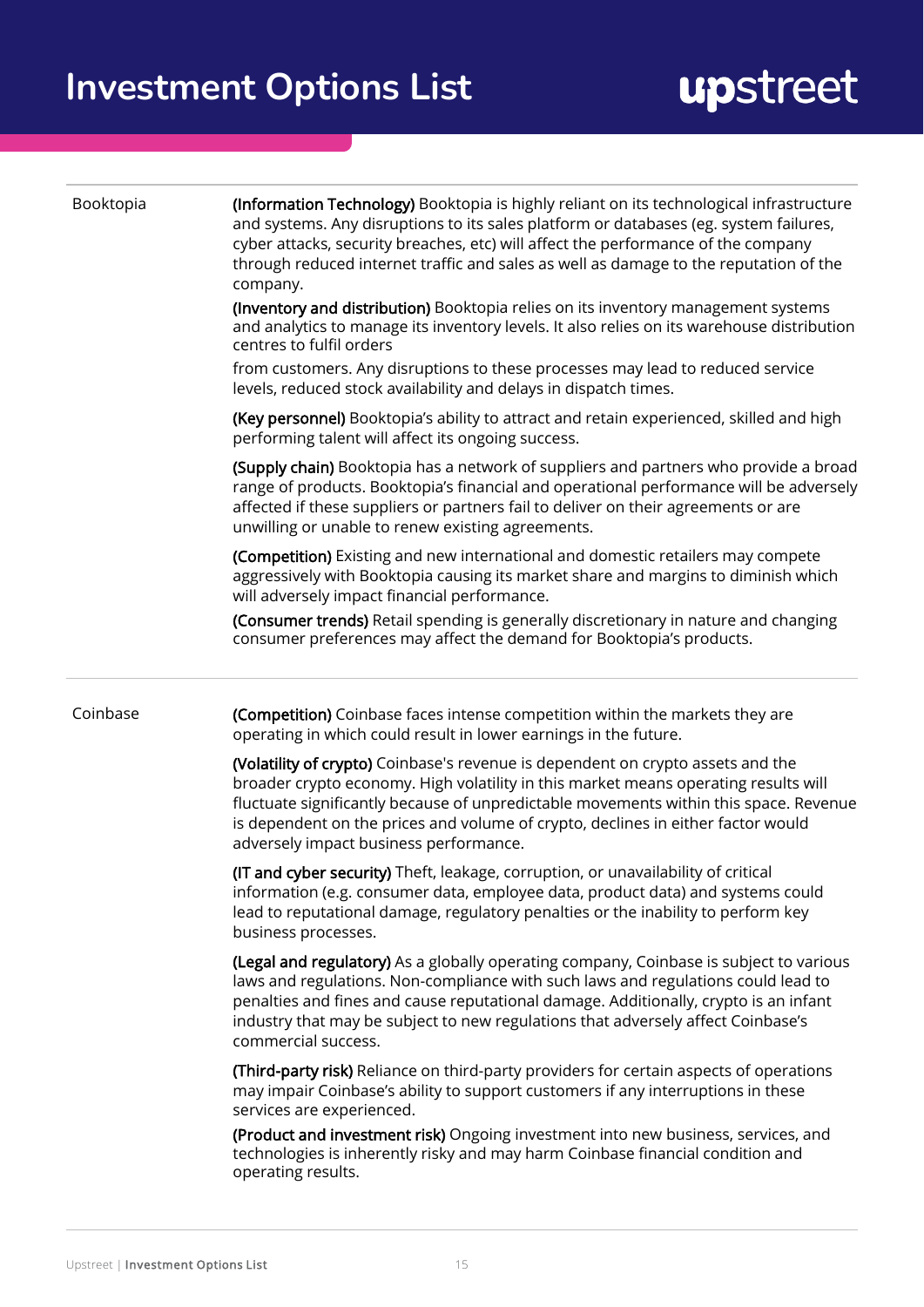| | |
|---|---|
| Booktopia | **(Information Technology)** Booktopia is highly reliant on its technological infrastructure and systems. Any disruptions to its sales platform or databases (eg. system failures, cyber attacks, security breaches, etc) will affect the performance of the company through reduced internet traffic and sales as well as damage to the reputation of the company.<br><br>**(Inventory and distribution)** Booktopia relies on its inventory management systems and analytics to manage its inventory levels. It also relies on its warehouse distribution centres to fulfil orders<br><br>from customers. Any disruptions to these processes may lead to reduced service levels, reduced stock availability and delays in dispatch times.<br><br>**(Key personnel)** Booktopia's ability to attract and retain experienced, skilled and high performing talent will affect its ongoing success.<br><br>**(Supply chain)** Booktopia has a network of suppliers and partners who provide a broad range of products. Booktopia's financial and operational performance will be adversely affected if these suppliers or partners fail to deliver on their agreements or are unwilling or unable to renew existing agreements.<br><br>**(Competition)** Existing and new international and domestic retailers may compete aggressively with Booktopia causing its market share and margins to diminish which will adversely impact financial performance.<br><br>**(Consumer trends)** Retail spending is generally discretionary in nature and changing consumer preferences may affect the demand for Booktopia's products. |
| Coinbase | **(Competition)** Coinbase faces intense competition within the markets they are operating in which could result in lower earnings in the future.<br><br>**(Volatility of crypto)** Coinbase's revenue is dependent on crypto assets and the broader crypto economy. High volatility in this market means operating results will fluctuate significantly because of unpredictable movements within this space. Revenue is dependent on the prices and volume of crypto, declines in either factor would adversely impact business performance.<br><br>**(IT and cyber security)** Theft, leakage, corruption, or unavailability of critical information (e.g. consumer data, employee data, product data) and systems could lead to reputational damage, regulatory penalties or the inability to perform key business processes.<br><br>**(Legal and regulatory)** As a globally operating company, Coinbase is subject to various laws and regulations. Non-compliance with such laws and regulations could lead to penalties and fines and cause reputational damage. Additionally, crypto is an infant industry that may be subject to new regulations that adversely affect Coinbase's commercial success.<br><br>**(Third-party risk)** Reliance on third-party providers for certain aspects of operations may impair Coinbase's ability to support customers if any interruptions in these services are experienced.<br><br>**(Product and investment risk)** Ongoing investment into new business, services, and technologies is inherently risky and may harm Coinbase financial condition and operating results. |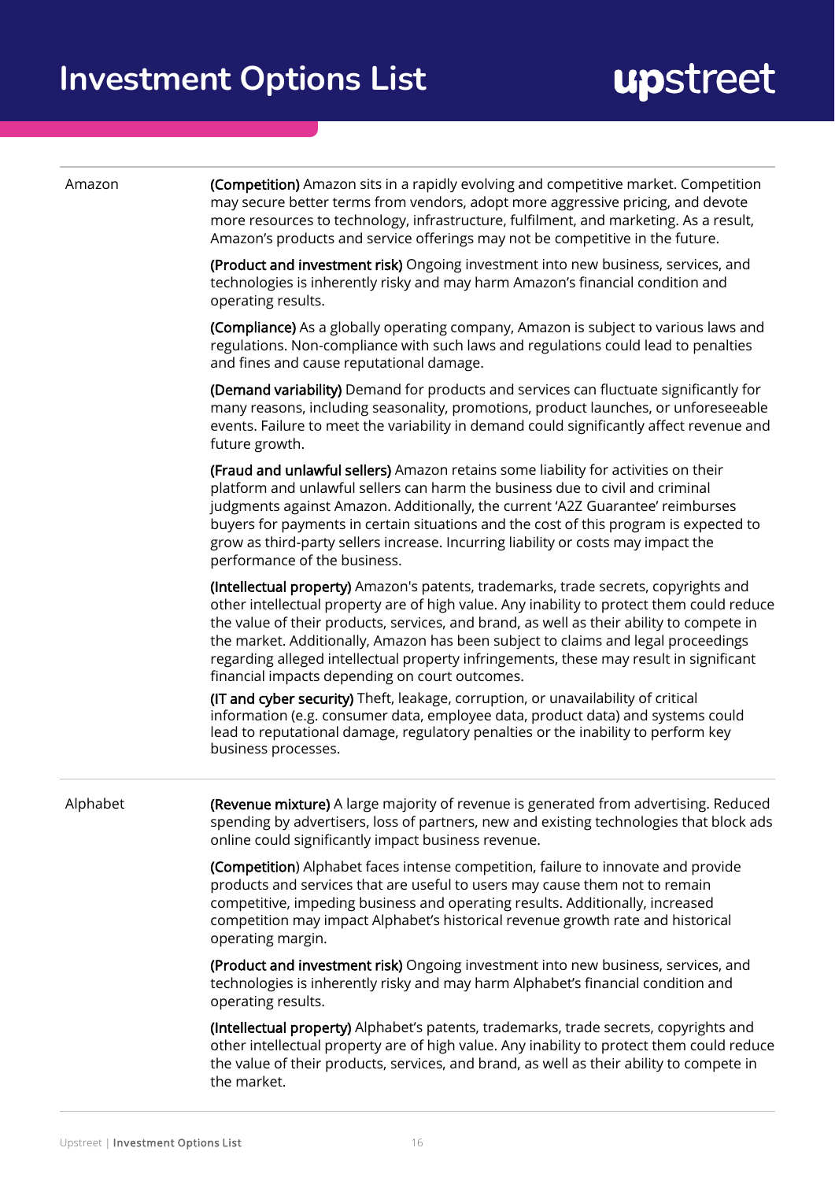| | |
|---|---|
| Amazon | **(Competition)** Amazon sits in a rapidly evolving and competitive market. Competition may secure better terms from vendors, adopt more aggressive pricing, and devote more resources to technology, infrastructure, fulfilment, and marketing. As a result, Amazon's products and service offerings may not be competitive in the future.<br><br>**(Product and investment risk)** Ongoing investment into new business, services, and technologies is inherently risky and may harm Amazon's financial condition and operating results.<br><br>**(Compliance)** As a globally operating company, Amazon is subject to various laws and regulations. Non-compliance with such laws and regulations could lead to penalties and fines and cause reputational damage.<br><br>**(Demand variability)** Demand for products and services can fluctuate significantly for many reasons, including seasonality, promotions, product launches, or unforeseeable events. Failure to meet the variability in demand could significantly affect revenue and future growth.<br><br>**(Fraud and unlawful sellers)** Amazon retains some liability for activities on their platform and unlawful sellers can harm the business due to civil and criminal judgments against Amazon. Additionally, the current 'A2Z Guarantee' reimburses buyers for payments in certain situations and the cost of this program is expected to grow as third-party sellers increase. Incurring liability or costs may impact the performance of the business.<br><br>**(Intellectual property)** Amazon's patents, trademarks, trade secrets, copyrights and other intellectual property are of high value. Any inability to protect them could reduce the value of their products, services, and brand, as well as their ability to compete in the market. Additionally, Amazon has been subject to claims and legal proceedings regarding alleged intellectual property infringements, these may result in significant financial impacts depending on court outcomes.<br><br>**(IT and cyber security)** Theft, leakage, corruption, or unavailability of critical information (e.g. consumer data, employee data, product data) and systems could lead to reputational damage, regulatory penalties or the inability to perform key business processes. |
| Alphabet | **(Revenue mixture)** A large majority of revenue is generated from advertising. Reduced spending by advertisers, loss of partners, new and existing technologies that block ads online could significantly impact business revenue.<br><br>**(Competition)** Alphabet faces intense competition, failure to innovate and provide products and services that are useful to users may cause them not to remain competitive, impeding business and operating results. Additionally, increased competition may impact Alphabet's historical revenue growth rate and historical operating margin.<br><br>**(Product and investment risk)** Ongoing investment into new business, services, and technologies is inherently risky and may harm Alphabet's financial condition and operating results.<br><br>**(Intellectual property)** Alphabet's patents, trademarks, trade secrets, copyrights and other intellectual property are of high value. Any inability to protect them could reduce the value of their products, services, and brand, as well as their ability to compete in the market. |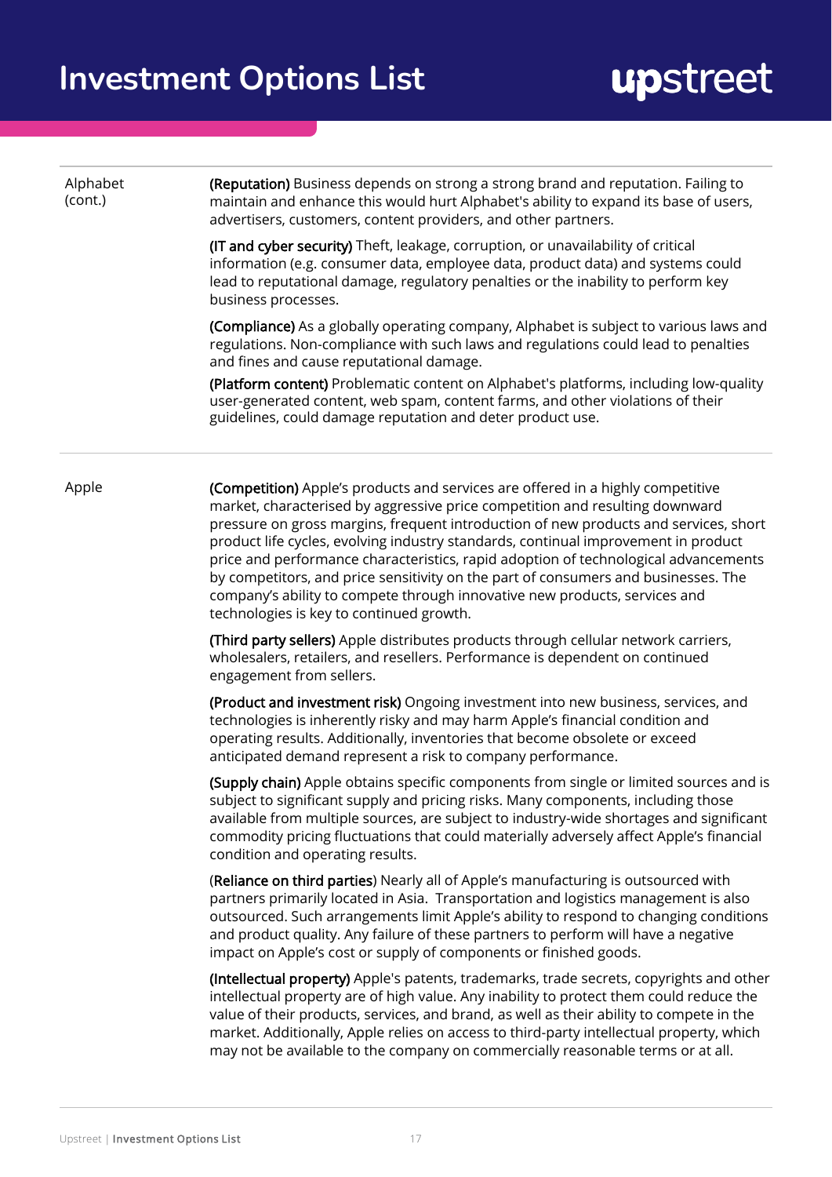# Investment Options List

| | |
|---|---|
| Alphabet (cont.) | **(Reputation)** Business depends on strong a strong brand and reputation. Failing to maintain and enhance this would hurt Alphabet's ability to expand its base of users, advertisers, customers, content providers, and other partners.<br><br>**(IT and cyber security)** Theft, leakage, corruption, or unavailability of critical information (e.g. consumer data, employee data, product data) and systems could lead to reputational damage, regulatory penalties or the inability to perform key business processes.<br><br>**(Compliance)** As a globally operating company, Alphabet is subject to various laws and regulations. Non-compliance with such laws and regulations could lead to penalties and fines and cause reputational damage.<br><br>**(Platform content)** Problematic content on Alphabet's platforms, including low-quality user-generated content, web spam, content farms, and other violations of their guidelines, could damage reputation and deter product use. |
| Apple | **(Competition)** Apple's products and services are offered in a highly competitive market, characterised by aggressive price competition and resulting downward pressure on gross margins, frequent introduction of new products and services, short product life cycles, evolving industry standards, continual improvement in product price and performance characteristics, rapid adoption of technological advancements by competitors, and price sensitivity on the part of consumers and businesses. The company's ability to compete through innovative new products, services and technologies is key to continued growth.<br><br>**(Third party sellers)** Apple distributes products through cellular network carriers, wholesalers, retailers, and resellers. Performance is dependent on continued engagement from sellers.<br><br>**(Product and investment risk)** Ongoing investment into new business, services, and technologies is inherently risky and may harm Apple's financial condition and operating results. Additionally, inventories that become obsolete or exceed anticipated demand represent a risk to company performance.<br><br>**(Supply chain)** Apple obtains specific components from single or limited sources and is subject to significant supply and pricing risks. Many components, including those available from multiple sources, are subject to industry-wide shortages and significant commodity pricing fluctuations that could materially adversely affect Apple's financial condition and operating results.<br><br>(**Reliance on third parties**) Nearly all of Apple's manufacturing is outsourced with partners primarily located in Asia. Transportation and logistics management is also outsourced. Such arrangements limit Apple's ability to respond to changing conditions and product quality. Any failure of these partners to perform will have a negative impact on Apple's cost or supply of components or finished goods.<br><br>**(Intellectual property)** Apple's patents, trademarks, trade secrets, copyrights and other intellectual property are of high value. Any inability to protect them could reduce the value of their products, services, and brand, as well as their ability to compete in the market. Additionally, Apple relies on access to third-party intellectual property, which may not be available to the company on commercially reasonable terms or at all. |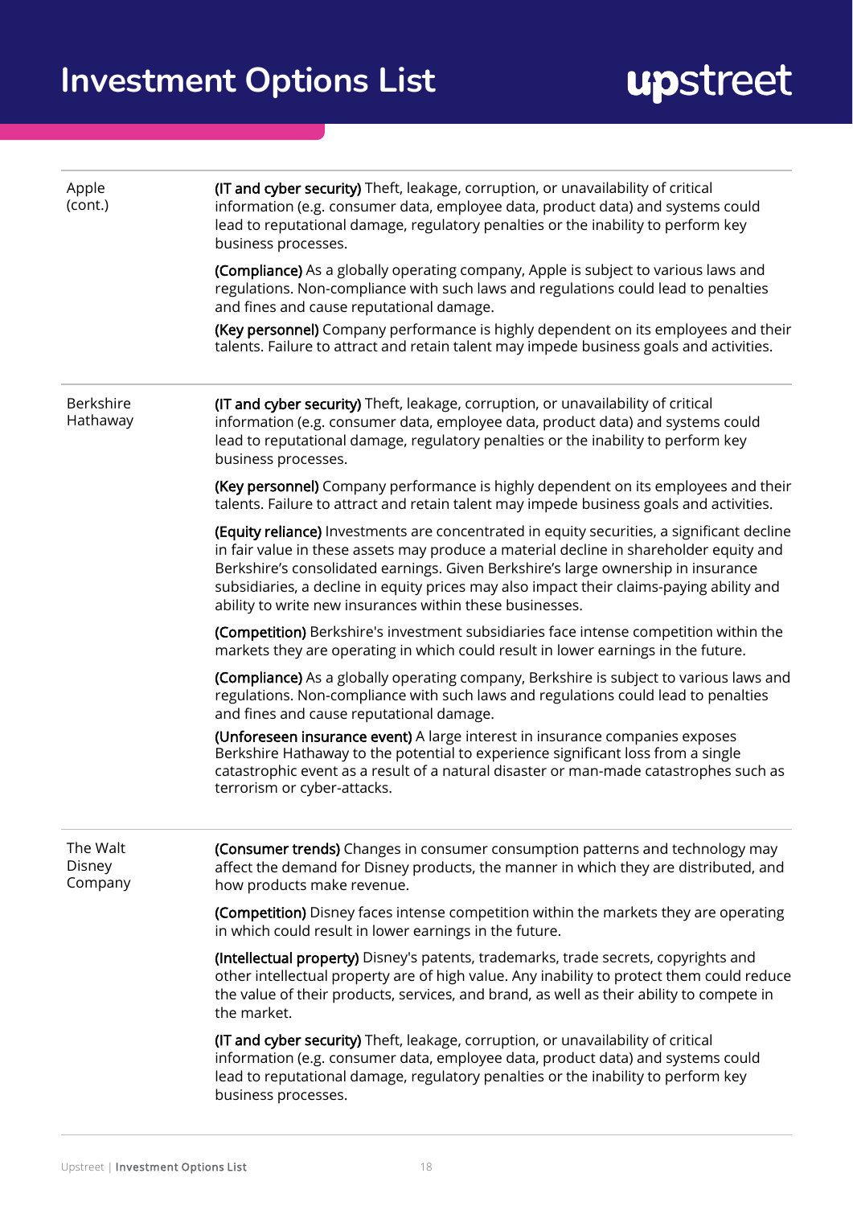| | |
|---|---|
| Apple (cont.) | **(IT and cyber security)** Theft, leakage, corruption, or unavailability of critical information (e.g. consumer data, employee data, product data) and systems could lead to reputational damage, regulatory penalties or the inability to perform key business processes.<br><br>**(Compliance)** As a globally operating company, Apple is subject to various laws and regulations. Non-compliance with such laws and regulations could lead to penalties and fines and cause reputational damage.<br><br>**(Key personnel)** Company performance is highly dependent on its employees and their talents. Failure to attract and retain talent may impede business goals and activities. |
| Berkshire Hathaway | **(IT and cyber security)** Theft, leakage, corruption, or unavailability of critical information (e.g. consumer data, employee data, product data) and systems could lead to reputational damage, regulatory penalties or the inability to perform key business processes.<br><br>**(Key personnel)** Company performance is highly dependent on its employees and their talents. Failure to attract and retain talent may impede business goals and activities.<br><br>**(Equity reliance)** Investments are concentrated in equity securities, a significant decline in fair value in these assets may produce a material decline in shareholder equity and Berkshire's consolidated earnings. Given Berkshire's large ownership in insurance subsidiaries, a decline in equity prices may also impact their claims-paying ability and ability to write new insurances within these businesses.<br><br>**(Competition)** Berkshire's investment subsidiaries face intense competition within the markets they are operating in which could result in lower earnings in the future.<br><br>**(Compliance)** As a globally operating company, Berkshire is subject to various laws and regulations. Non-compliance with such laws and regulations could lead to penalties and fines and cause reputational damage.<br><br>**(Unforeseen insurance event)** A large interest in insurance companies exposes Berkshire Hathaway to the potential to experience significant loss from a single catastrophic event as a result of a natural disaster or man-made catastrophes such as terrorism or cyber-attacks. |
| The Walt Disney Company | **(Consumer trends)** Changes in consumer consumption patterns and technology may affect the demand for Disney products, the manner in which they are distributed, and how products make revenue.<br><br>**(Competition)** Disney faces intense competition within the markets they are operating in which could result in lower earnings in the future.<br><br>**(Intellectual property)** Disney's patents, trademarks, trade secrets, copyrights and other intellectual property are of high value. Any inability to protect them could reduce the value of their products, services, and brand, as well as their ability to compete in the market.<br><br>**(IT and cyber security)** Theft, leakage, corruption, or unavailability of critical information (e.g. consumer data, employee data, product data) and systems could lead to reputational damage, regulatory penalties or the inability to perform key business processes. |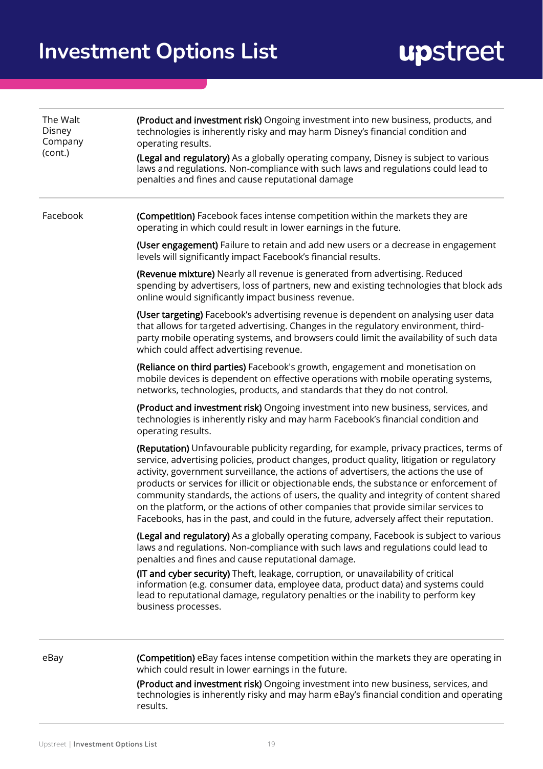| | |
|---|---|
| The Walt Disney Company (cont.) | **(Product and investment risk)** Ongoing investment into new business, products, and technologies is inherently risky and may harm Disney's financial condition and operating results.<br><br>**(Legal and regulatory)** As a globally operating company, Disney is subject to various laws and regulations. Non-compliance with such laws and regulations could lead to penalties and fines and cause reputational damage |
| Facebook | **(Competition)** Facebook faces intense competition within the markets they are operating in which could result in lower earnings in the future.<br><br>**(User engagement)** Failure to retain and add new users or a decrease in engagement levels will significantly impact Facebook's financial results.<br><br>**(Revenue mixture)** Nearly all revenue is generated from advertising. Reduced spending by advertisers, loss of partners, new and existing technologies that block ads online would significantly impact business revenue.<br><br>**(User targeting)** Facebook's advertising revenue is dependent on analysing user data that allows for targeted advertising. Changes in the regulatory environment, third-party mobile operating systems, and browsers could limit the availability of such data which could affect advertising revenue.<br><br>**(Reliance on third parties)** Facebook's growth, engagement and monetisation on mobile devices is dependent on effective operations with mobile operating systems, networks, technologies, products, and standards that they do not control.<br><br>**(Product and investment risk)** Ongoing investment into new business, services, and technologies is inherently risky and may harm Facebook's financial condition and operating results.<br><br>**(Reputation)** Unfavourable publicity regarding, for example, privacy practices, terms of service, advertising policies, product changes, product quality, litigation or regulatory activity, government surveillance, the actions of advertisers, the actions the use of products or services for illicit or objectionable ends, the substance or enforcement of community standards, the actions of users, the quality and integrity of content shared on the platform, or the actions of other companies that provide similar services to Facebooks, has in the past, and could in the future, adversely affect their reputation.<br><br>**(Legal and regulatory)** As a globally operating company, Facebook is subject to various laws and regulations. Non-compliance with such laws and regulations could lead to penalties and fines and cause reputational damage.<br><br>**(IT and cyber security)** Theft, leakage, corruption, or unavailability of critical information (e.g. consumer data, employee data, product data) and systems could lead to reputational damage, regulatory penalties or the inability to perform key business processes. |
| eBay | **(Competition)** eBay faces intense competition within the markets they are operating in which could result in lower earnings in the future.<br><br>**(Product and investment risk)** Ongoing investment into new business, services, and technologies is inherently risky and may harm eBay's financial condition and operating results. |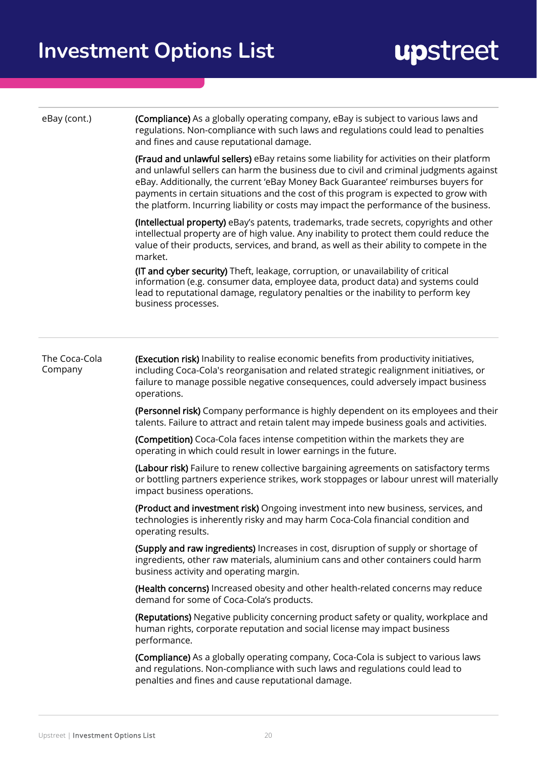| | |
|---|---|
| eBay (cont.) | **(Compliance)** As a globally operating company, eBay is subject to various laws and regulations. Non-compliance with such laws and regulations could lead to penalties and fines and cause reputational damage.<br><br>**(Fraud and unlawful sellers)** eBay retains some liability for activities on their platform and unlawful sellers can harm the business due to civil and criminal judgments against eBay. Additionally, the current 'eBay Money Back Guarantee' reimburses buyers for payments in certain situations and the cost of this program is expected to grow with the platform. Incurring liability or costs may impact the performance of the business.<br><br>**(Intellectual property)** eBay's patents, trademarks, trade secrets, copyrights and other intellectual property are of high value. Any inability to protect them could reduce the value of their products, services, and brand, as well as their ability to compete in the market.<br><br>**(IT and cyber security)** Theft, leakage, corruption, or unavailability of critical information (e.g. consumer data, employee data, product data) and systems could lead to reputational damage, regulatory penalties or the inability to perform key business processes. |
| The Coca-Cola Company | **(Execution risk)** Inability to realise economic benefits from productivity initiatives, including Coca-Cola's reorganisation and related strategic realignment initiatives, or failure to manage possible negative consequences, could adversely impact business operations.<br><br>**(Personnel risk)** Company performance is highly dependent on its employees and their talents. Failure to attract and retain talent may impede business goals and activities.<br><br>**(Competition)** Coca-Cola faces intense competition within the markets they are operating in which could result in lower earnings in the future.<br><br>**(Labour risk)** Failure to renew collective bargaining agreements on satisfactory terms or bottling partners experience strikes, work stoppages or labour unrest will materially impact business operations.<br><br>**(Product and investment risk)** Ongoing investment into new business, services, and technologies is inherently risky and may harm Coca-Cola financial condition and operating results.<br><br>**(Supply and raw ingredients)** Increases in cost, disruption of supply or shortage of ingredients, other raw materials, aluminium cans and other containers could harm business activity and operating margin.<br><br>**(Health concerns)** Increased obesity and other health-related concerns may reduce demand for some of Coca-Cola's products.<br><br>**(Reputations)** Negative publicity concerning product safety or quality, workplace and human rights, corporate reputation and social license may impact business performance.<br><br>**(Compliance)** As a globally operating company, Coca-Cola is subject to various laws and regulations. Non-compliance with such laws and regulations could lead to penalties and fines and cause reputational damage. |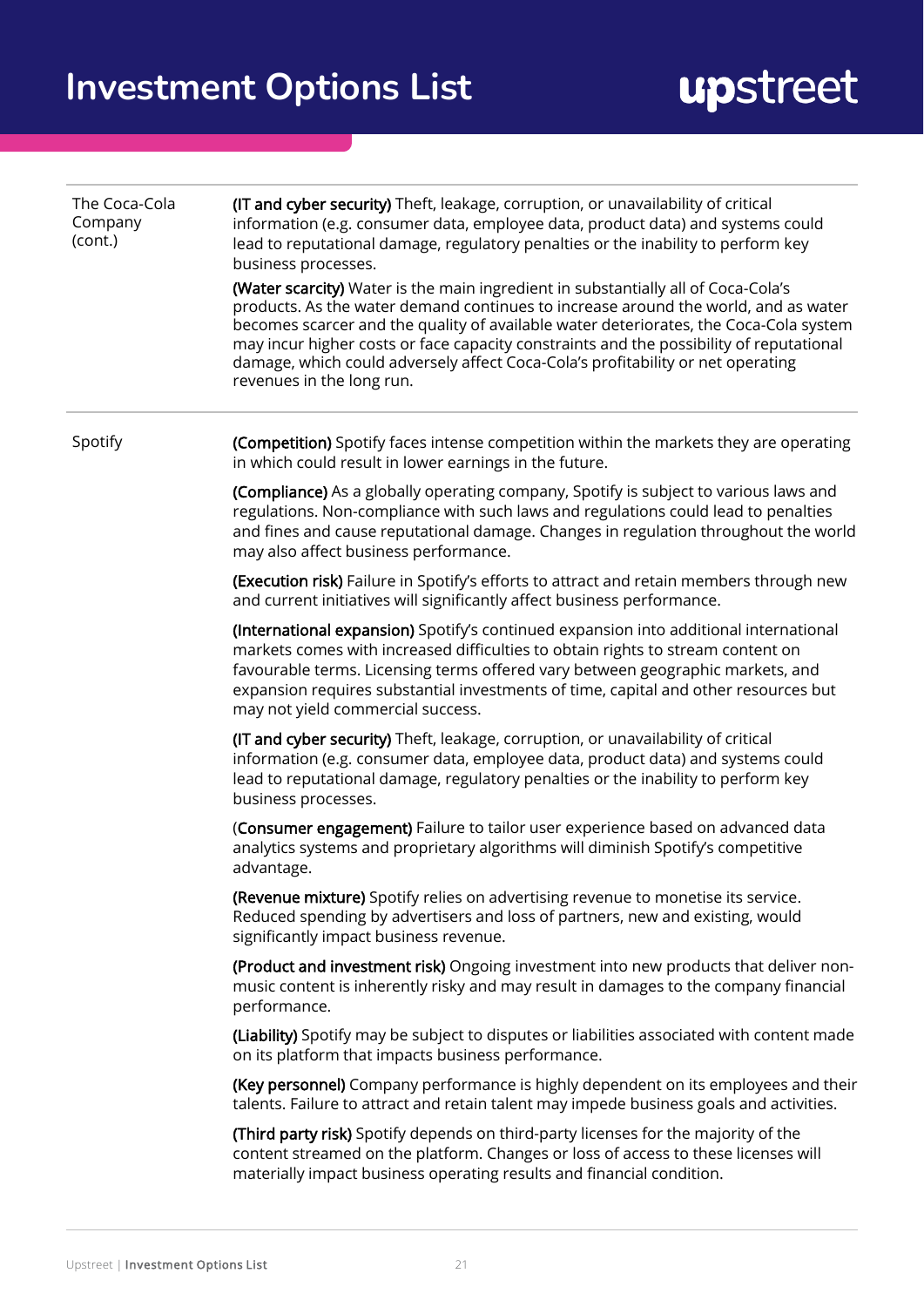| | |
|---|---|
| The Coca-Cola Company (cont.) | **(IT and cyber security)** Theft, leakage, corruption, or unavailability of critical information (e.g. consumer data, employee data, product data) and systems could lead to reputational damage, regulatory penalties or the inability to perform key business processes.<br><br>**(Water scarcity)** Water is the main ingredient in substantially all of Coca-Cola's products. As the water demand continues to increase around the world, and as water becomes scarcer and the quality of available water deteriorates, the Coca-Cola system may incur higher costs or face capacity constraints and the possibility of reputational damage, which could adversely affect Coca-Cola's profitability or net operating revenues in the long run. |
| Spotify | **(Competition)** Spotify faces intense competition within the markets they are operating in which could result in lower earnings in the future.<br><br>**(Compliance)** As a globally operating company, Spotify is subject to various laws and regulations. Non-compliance with such laws and regulations could lead to penalties and fines and cause reputational damage. Changes in regulation throughout the world may also affect business performance.<br><br>**(Execution risk)** Failure in Spotify's efforts to attract and retain members through new and current initiatives will significantly affect business performance.<br><br>**(International expansion)** Spotify's continued expansion into additional international markets comes with increased difficulties to obtain rights to stream content on favourable terms. Licensing terms offered vary between geographic markets, and expansion requires substantial investments of time, capital and other resources but may not yield commercial success.<br><br>**(IT and cyber security)** Theft, leakage, corruption, or unavailability of critical information (e.g. consumer data, employee data, product data) and systems could lead to reputational damage, regulatory penalties or the inability to perform key business processes.<br><br>(**Consumer engagement)** Failure to tailor user experience based on advanced data analytics systems and proprietary algorithms will diminish Spotify's competitive advantage.<br><br>**(Revenue mixture)** Spotify relies on advertising revenue to monetise its service. Reduced spending by advertisers and loss of partners, new and existing, would significantly impact business revenue.<br><br>**(Product and investment risk)** Ongoing investment into new products that deliver non-music content is inherently risky and may result in damages to the company financial performance.<br><br>**(Liability)** Spotify may be subject to disputes or liabilities associated with content made on its platform that impacts business performance.<br><br>**(Key personnel)** Company performance is highly dependent on its employees and their talents. Failure to attract and retain talent may impede business goals and activities.<br><br>**(Third party risk)** Spotify depends on third-party licenses for the majority of the content streamed on the platform. Changes or loss of access to these licenses will materially impact business operating results and financial condition. |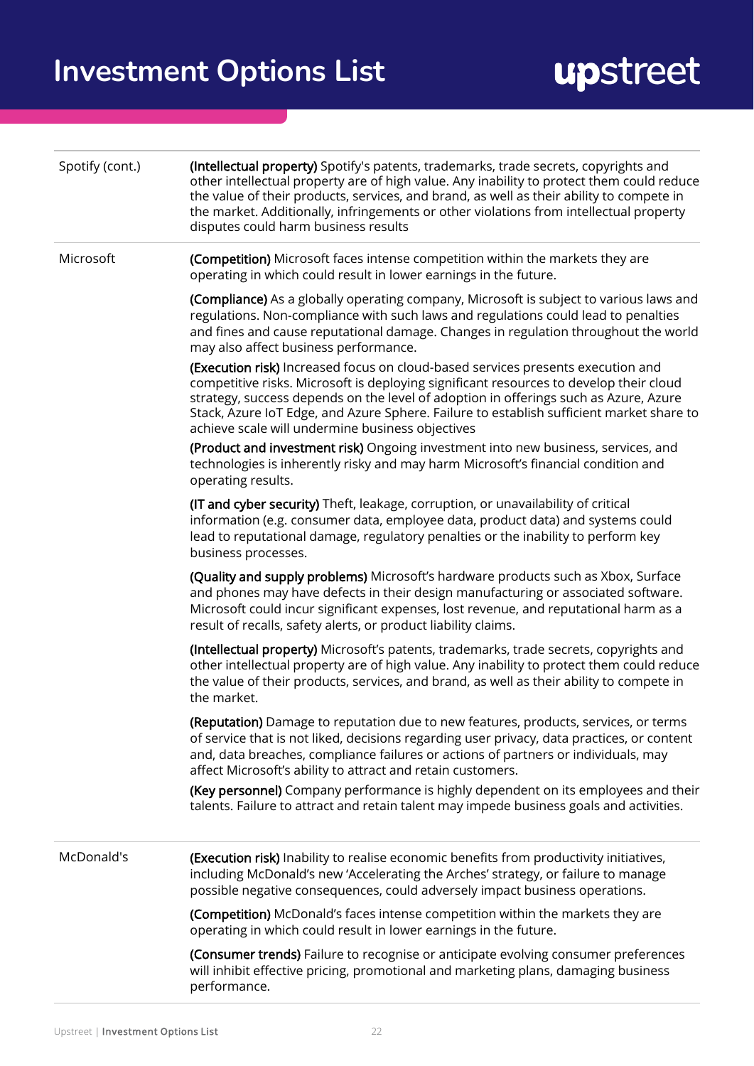| | |
|---|---|
| Spotify (cont.) | **(Intellectual property)** Spotify's patents, trademarks, trade secrets, copyrights and other intellectual property are of high value. Any inability to protect them could reduce the value of their products, services, and brand, as well as their ability to compete in the market. Additionally, infringements or other violations from intellectual property disputes could harm business results |
| Microsoft | **(Competition)** Microsoft faces intense competition within the markets they are operating in which could result in lower earnings in the future.<br><br>**(Compliance)** As a globally operating company, Microsoft is subject to various laws and regulations. Non-compliance with such laws and regulations could lead to penalties and fines and cause reputational damage. Changes in regulation throughout the world may also affect business performance.<br><br>**(Execution risk)** Increased focus on cloud-based services presents execution and competitive risks. Microsoft is deploying significant resources to develop their cloud strategy, success depends on the level of adoption in offerings such as Azure, Azure Stack, Azure IoT Edge, and Azure Sphere. Failure to establish sufficient market share to achieve scale will undermine business objectives<br><br>**(Product and investment risk)** Ongoing investment into new business, services, and technologies is inherently risky and may harm Microsoft's financial condition and operating results.<br><br>**(IT and cyber security)** Theft, leakage, corruption, or unavailability of critical information (e.g. consumer data, employee data, product data) and systems could lead to reputational damage, regulatory penalties or the inability to perform key business processes.<br><br>**(Quality and supply problems)** Microsoft's hardware products such as Xbox, Surface and phones may have defects in their design manufacturing or associated software. Microsoft could incur significant expenses, lost revenue, and reputational harm as a result of recalls, safety alerts, or product liability claims.<br><br>**(Intellectual property)** Microsoft's patents, trademarks, trade secrets, copyrights and other intellectual property are of high value. Any inability to protect them could reduce the value of their products, services, and brand, as well as their ability to compete in the market.<br><br>**(Reputation)** Damage to reputation due to new features, products, services, or terms of service that is not liked, decisions regarding user privacy, data practices, or content and, data breaches, compliance failures or actions of partners or individuals, may affect Microsoft's ability to attract and retain customers.<br><br>**(Key personnel)** Company performance is highly dependent on its employees and their talents. Failure to attract and retain talent may impede business goals and activities. |
| McDonald's | **(Execution risk)** Inability to realise economic benefits from productivity initiatives, including McDonald's new 'Accelerating the Arches' strategy, or failure to manage possible negative consequences, could adversely impact business operations.<br><br>**(Competition)** McDonald's faces intense competition within the markets they are operating in which could result in lower earnings in the future.<br><br>**(Consumer trends)** Failure to recognise or anticipate evolving consumer preferences will inhibit effective pricing, promotional and marketing plans, damaging business performance. |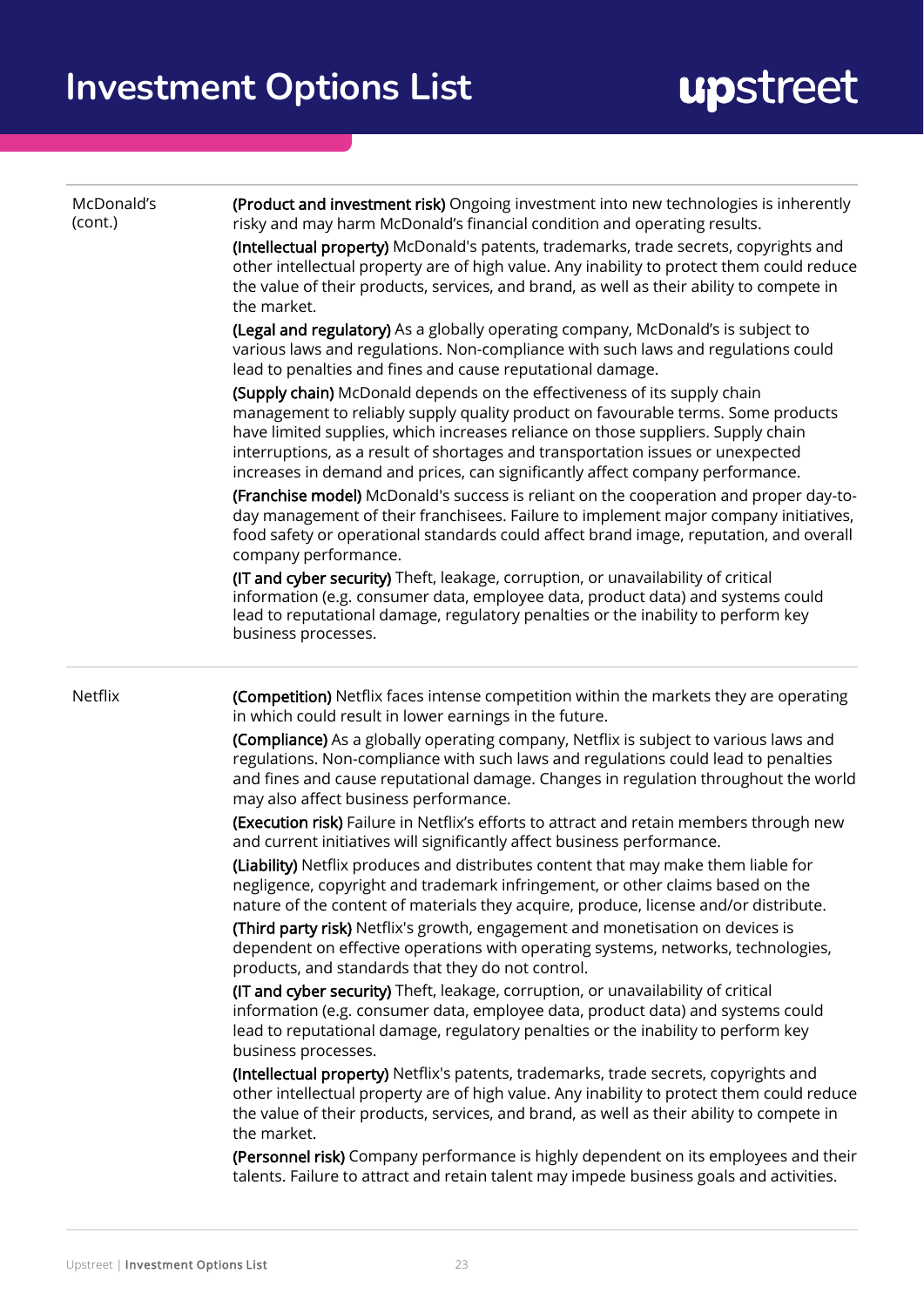| | |
|---|---|
| McDonald's (cont.) | **(Product and investment risk)** Ongoing investment into new technologies is inherently risky and may harm McDonald's financial condition and operating results.<br>**(Intellectual property)** McDonald's patents, trademarks, trade secrets, copyrights and other intellectual property are of high value. Any inability to protect them could reduce the value of their products, services, and brand, as well as their ability to compete in the market.<br>**(Legal and regulatory)** As a globally operating company, McDonald's is subject to various laws and regulations. Non-compliance with such laws and regulations could lead to penalties and fines and cause reputational damage.<br>**(Supply chain)** McDonald depends on the effectiveness of its supply chain management to reliably supply quality product on favourable terms. Some products have limited supplies, which increases reliance on those suppliers. Supply chain interruptions, as a result of shortages and transportation issues or unexpected increases in demand and prices, can significantly affect company performance.<br>**(Franchise model)** McDonald's success is reliant on the cooperation and proper day-to-day management of their franchisees. Failure to implement major company initiatives, food safety or operational standards could affect brand image, reputation, and overall company performance.<br>**(IT and cyber security)** Theft, leakage, corruption, or unavailability of critical information (e.g. consumer data, employee data, product data) and systems could lead to reputational damage, regulatory penalties or the inability to perform key business processes. |
| Netflix | **(Competition)** Netflix faces intense competition within the markets they are operating in which could result in lower earnings in the future.<br>**(Compliance)** As a globally operating company, Netflix is subject to various laws and regulations. Non-compliance with such laws and regulations could lead to penalties and fines and cause reputational damage. Changes in regulation throughout the world may also affect business performance.<br>**(Execution risk)** Failure in Netflix's efforts to attract and retain members through new and current initiatives will significantly affect business performance.<br>**(Liability)** Netflix produces and distributes content that may make them liable for negligence, copyright and trademark infringement, or other claims based on the nature of the content of materials they acquire, produce, license and/or distribute.<br>**(Third party risk)** Netflix's growth, engagement and monetisation on devices is dependent on effective operations with operating systems, networks, technologies, products, and standards that they do not control.<br>**(IT and cyber security)** Theft, leakage, corruption, or unavailability of critical information (e.g. consumer data, employee data, product data) and systems could lead to reputational damage, regulatory penalties or the inability to perform key business processes.<br>**(Intellectual property)** Netflix's patents, trademarks, trade secrets, copyrights and other intellectual property are of high value. Any inability to protect them could reduce the value of their products, services, and brand, as well as their ability to compete in the market.<br>**(Personnel risk)** Company performance is highly dependent on its employees and their talents. Failure to attract and retain talent may impede business goals and activities. |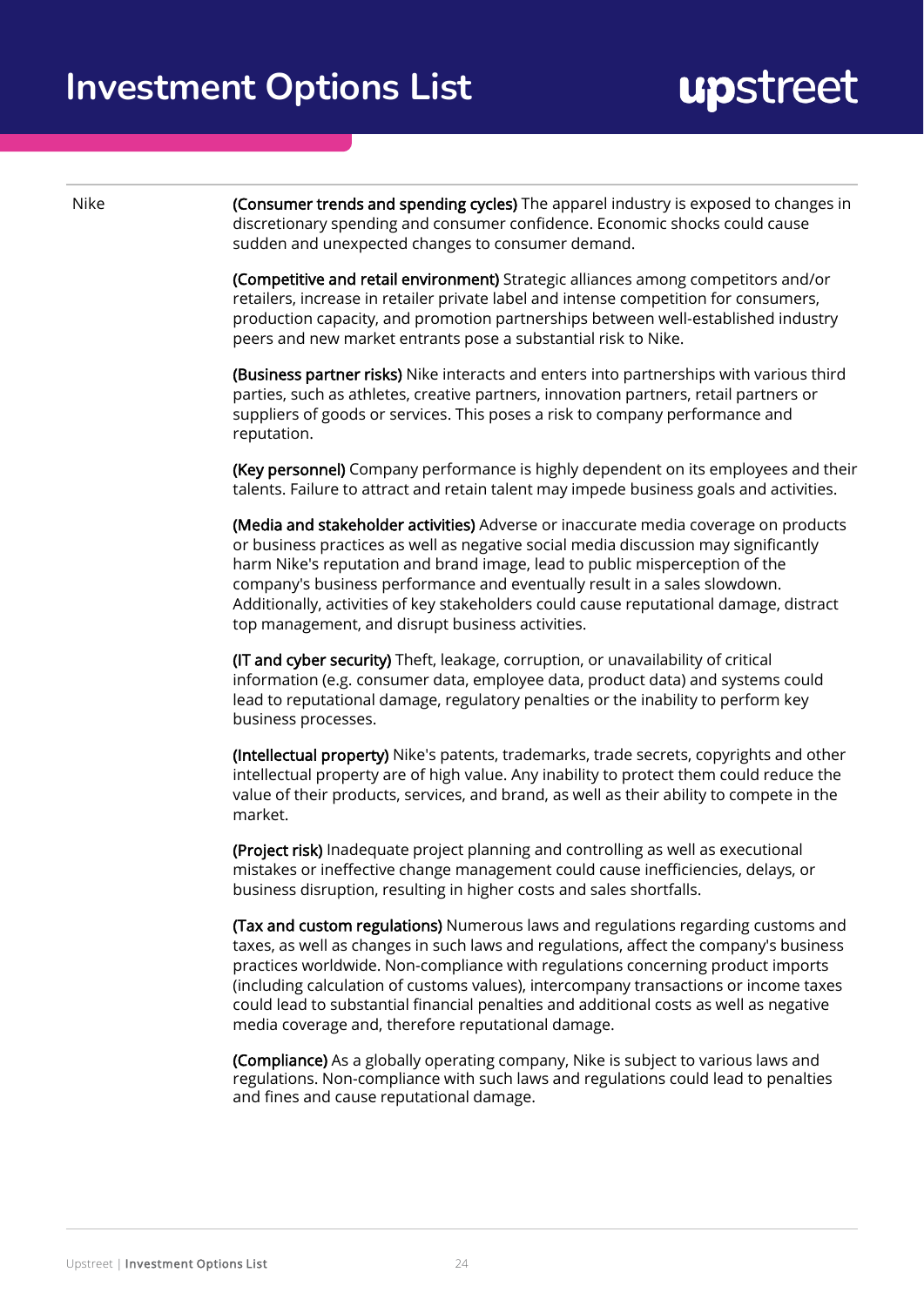| | |
|---|---|
| Nike | **(Consumer trends and spending cycles)** The apparel industry is exposed to changes in discretionary spending and consumer confidence. Economic shocks could cause sudden and unexpected changes to consumer demand.<br><br>**(Competitive and retail environment)** Strategic alliances among competitors and/or retailers, increase in retailer private label and intense competition for consumers, production capacity, and promotion partnerships between well-established industry peers and new market entrants pose a substantial risk to Nike.<br><br>**(Business partner risks)** Nike interacts and enters into partnerships with various third parties, such as athletes, creative partners, innovation partners, retail partners or suppliers of goods or services. This poses a risk to company performance and reputation.<br><br>**(Key personnel)** Company performance is highly dependent on its employees and their talents. Failure to attract and retain talent may impede business goals and activities.<br><br>**(Media and stakeholder activities)** Adverse or inaccurate media coverage on products or business practices as well as negative social media discussion may significantly harm Nike's reputation and brand image, lead to public misperception of the company's business performance and eventually result in a sales slowdown. Additionally, activities of key stakeholders could cause reputational damage, distract top management, and disrupt business activities.<br><br>**(IT and cyber security)** Theft, leakage, corruption, or unavailability of critical information (e.g. consumer data, employee data, product data) and systems could lead to reputational damage, regulatory penalties or the inability to perform key business processes.<br><br>**(Intellectual property)** Nike's patents, trademarks, trade secrets, copyrights and other intellectual property are of high value. Any inability to protect them could reduce the value of their products, services, and brand, as well as their ability to compete in the market.<br><br>**(Project risk)** Inadequate project planning and controlling as well as executional mistakes or ineffective change management could cause inefficiencies, delays, or business disruption, resulting in higher costs and sales shortfalls.<br><br>**(Tax and custom regulations)** Numerous laws and regulations regarding customs and taxes, as well as changes in such laws and regulations, affect the company's business practices worldwide. Non-compliance with regulations concerning product imports (including calculation of customs values), intercompany transactions or income taxes could lead to substantial financial penalties and additional costs as well as negative media coverage and, therefore reputational damage.<br><br>**(Compliance)** As a globally operating company, Nike is subject to various laws and regulations. Non-compliance with such laws and regulations could lead to penalties and fines and cause reputational damage. |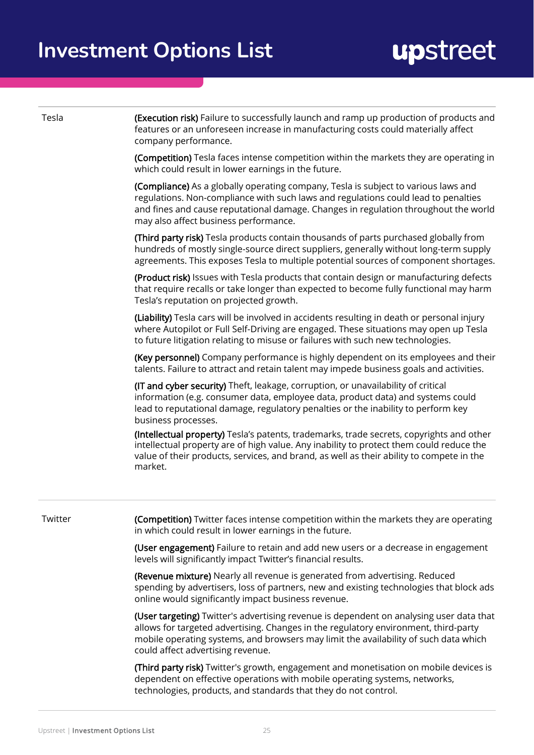| | |
|---|---|
| Tesla | **(Execution risk)** Failure to successfully launch and ramp up production of products and features or an unforeseen increase in manufacturing costs could materially affect company performance.<br><br>**(Competition)** Tesla faces intense competition within the markets they are operating in which could result in lower earnings in the future.<br><br>**(Compliance)** As a globally operating company, Tesla is subject to various laws and regulations. Non-compliance with such laws and regulations could lead to penalties and fines and cause reputational damage. Changes in regulation throughout the world may also affect business performance.<br><br>**(Third party risk)** Tesla products contain thousands of parts purchased globally from hundreds of mostly single-source direct suppliers, generally without long-term supply agreements. This exposes Tesla to multiple potential sources of component shortages.<br><br>**(Product risk)** Issues with Tesla products that contain design or manufacturing defects that require recalls or take longer than expected to become fully functional may harm Tesla's reputation on projected growth.<br><br>**(Liability)** Tesla cars will be involved in accidents resulting in death or personal injury where Autopilot or Full Self-Driving are engaged. These situations may open up Tesla to future litigation relating to misuse or failures with such new technologies.<br><br>**(Key personnel)** Company performance is highly dependent on its employees and their talents. Failure to attract and retain talent may impede business goals and activities.<br><br>**(IT and cyber security)** Theft, leakage, corruption, or unavailability of critical information (e.g. consumer data, employee data, product data) and systems could lead to reputational damage, regulatory penalties or the inability to perform key business processes.<br><br>**(Intellectual property)** Tesla's patents, trademarks, trade secrets, copyrights and other intellectual property are of high value. Any inability to protect them could reduce the value of their products, services, and brand, as well as their ability to compete in the market. |
| Twitter | **(Competition)** Twitter faces intense competition within the markets they are operating in which could result in lower earnings in the future.<br><br>**(User engagement)** Failure to retain and add new users or a decrease in engagement levels will significantly impact Twitter's financial results.<br><br>**(Revenue mixture)** Nearly all revenue is generated from advertising. Reduced spending by advertisers, loss of partners, new and existing technologies that block ads online would significantly impact business revenue.<br><br>**(User targeting)** Twitter's advertising revenue is dependent on analysing user data that allows for targeted advertising. Changes in the regulatory environment, third-party mobile operating systems, and browsers may limit the availability of such data which could affect advertising revenue.<br><br>**(Third party risk)** Twitter's growth, engagement and monetisation on mobile devices is dependent on effective operations with mobile operating systems, networks, technologies, products, and standards that they do not control. |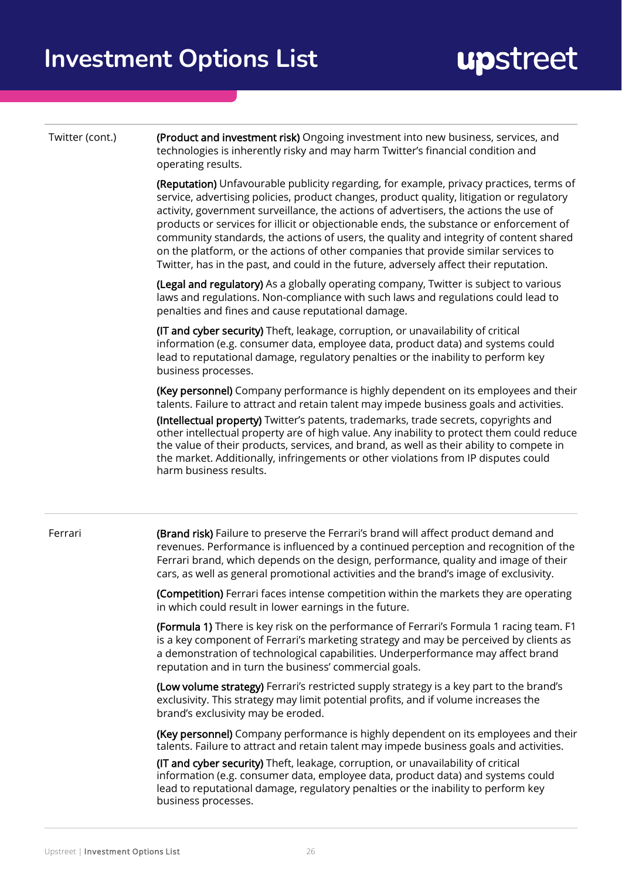| | |
|---|---|
| Twitter (cont.) | **(Product and investment risk)** Ongoing investment into new business, services, and technologies is inherently risky and may harm Twitter's financial condition and operating results.<br><br>**(Reputation)** Unfavourable publicity regarding, for example, privacy practices, terms of service, advertising policies, product changes, product quality, litigation or regulatory activity, government surveillance, the actions of advertisers, the actions the use of products or services for illicit or objectionable ends, the substance or enforcement of community standards, the actions of users, the quality and integrity of content shared on the platform, or the actions of other companies that provide similar services to Twitter, has in the past, and could in the future, adversely affect their reputation.<br><br>**(Legal and regulatory)** As a globally operating company, Twitter is subject to various laws and regulations. Non-compliance with such laws and regulations could lead to penalties and fines and cause reputational damage.<br><br>**(IT and cyber security)** Theft, leakage, corruption, or unavailability of critical information (e.g. consumer data, employee data, product data) and systems could lead to reputational damage, regulatory penalties or the inability to perform key business processes.<br><br>**(Key personnel)** Company performance is highly dependent on its employees and their talents. Failure to attract and retain talent may impede business goals and activities.<br><br>**(Intellectual property)** Twitter's patents, trademarks, trade secrets, copyrights and other intellectual property are of high value. Any inability to protect them could reduce the value of their products, services, and brand, as well as their ability to compete in the market. Additionally, infringements or other violations from IP disputes could harm business results. |
| Ferrari | **(Brand risk)** Failure to preserve the Ferrari's brand will affect product demand and revenues. Performance is influenced by a continued perception and recognition of the Ferrari brand, which depends on the design, performance, quality and image of their cars, as well as general promotional activities and the brand's image of exclusivity.<br><br>**(Competition)** Ferrari faces intense competition within the markets they are operating in which could result in lower earnings in the future.<br><br>**(Formula 1)** There is key risk on the performance of Ferrari's Formula 1 racing team. F1 is a key component of Ferrari's marketing strategy and may be perceived by clients as a demonstration of technological capabilities. Underperformance may affect brand reputation and in turn the business' commercial goals.<br><br>**(Low volume strategy)** Ferrari's restricted supply strategy is a key part to the brand's exclusivity. This strategy may limit potential profits, and if volume increases the brand's exclusivity may be eroded.<br><br>**(Key personnel)** Company performance is highly dependent on its employees and their talents. Failure to attract and retain talent may impede business goals and activities.<br><br>**(IT and cyber security)** Theft, leakage, corruption, or unavailability of critical information (e.g. consumer data, employee data, product data) and systems could lead to reputational damage, regulatory penalties or the inability to perform key business processes. |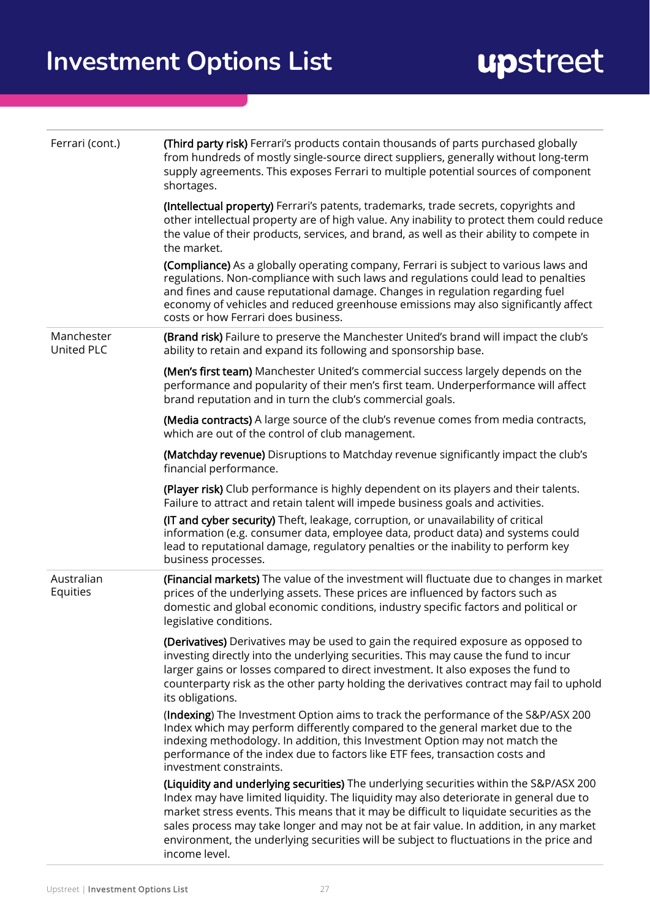# Investment Options List

| | |
|---|---|
| Ferrari (cont.) | **(Third party risk)** Ferrari's products contain thousands of parts purchased globally from hundreds of mostly single-source direct suppliers, generally without long-term supply agreements. This exposes Ferrari to multiple potential sources of component shortages.<br><br>**(Intellectual property)** Ferrari's patents, trademarks, trade secrets, copyrights and other intellectual property are of high value. Any inability to protect them could reduce the value of their products, services, and brand, as well as their ability to compete in the market.<br><br>**(Compliance)** As a globally operating company, Ferrari is subject to various laws and regulations. Non-compliance with such laws and regulations could lead to penalties and fines and cause reputational damage. Changes in regulation regarding fuel economy of vehicles and reduced greenhouse emissions may also significantly affect costs or how Ferrari does business. |
| Manchester United PLC | **(Brand risk)** Failure to preserve the Manchester United's brand will impact the club's ability to retain and expand its following and sponsorship base.<br><br>**(Men's first team)** Manchester United's commercial success largely depends on the performance and popularity of their men's first team. Underperformance will affect brand reputation and in turn the club's commercial goals.<br><br>**(Media contracts)** A large source of the club's revenue comes from media contracts, which are out of the control of club management.<br><br>**(Matchday revenue)** Disruptions to Matchday revenue significantly impact the club's financial performance.<br><br>**(Player risk)** Club performance is highly dependent on its players and their talents. Failure to attract and retain talent will impede business goals and activities.<br><br>**(IT and cyber security)** Theft, leakage, corruption, or unavailability of critical information (e.g. consumer data, employee data, product data) and systems could lead to reputational damage, regulatory penalties or the inability to perform key business processes. |
| Australian Equities | **(Financial markets)** The value of the investment will fluctuate due to changes in market prices of the underlying assets. These prices are influenced by factors such as domestic and global economic conditions, industry specific factors and political or legislative conditions.<br><br>**(Derivatives)** Derivatives may be used to gain the required exposure as opposed to investing directly into the underlying securities. This may cause the fund to incur larger gains or losses compared to direct investment. It also exposes the fund to counterparty risk as the other party holding the derivatives contract may fail to uphold its obligations.<br><br>(**Indexing**) The Investment Option aims to track the performance of the S&P/ASX 200 Index which may perform differently compared to the general market due to the indexing methodology. In addition, this Investment Option may not match the performance of the index due to factors like ETF fees, transaction costs and investment constraints.<br><br>**(Liquidity and underlying securities)** The underlying securities within the S&P/ASX 200 Index may have limited liquidity. The liquidity may also deteriorate in general due to market stress events. This means that it may be difficult to liquidate securities as the sales process may take longer and may not be at fair value. In addition, in any market environment, the underlying securities will be subject to fluctuations in the price and income level. |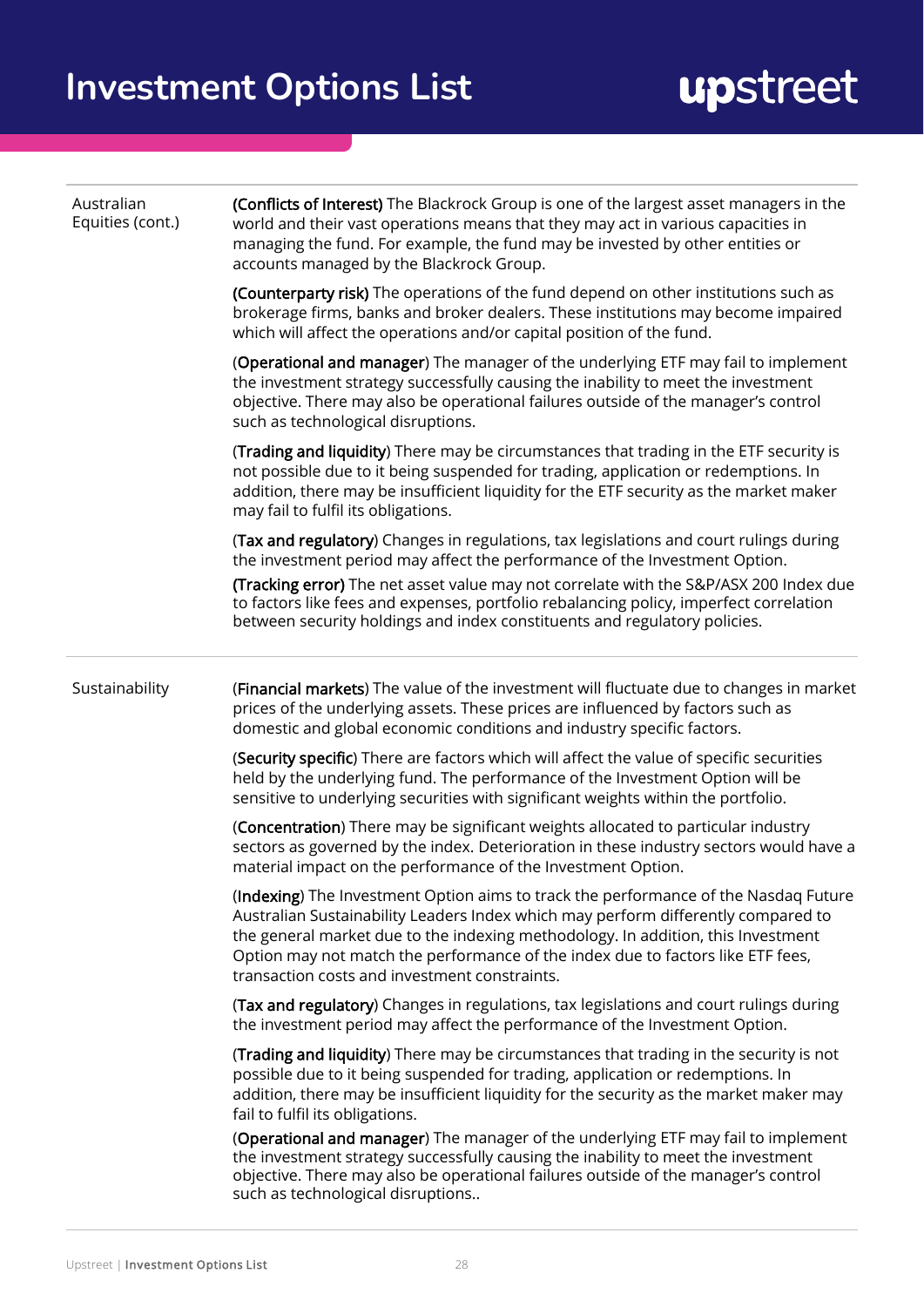# Investment Options List

| | |
|---|---|
| Australian Equities (cont.) | **(Conflicts of Interest)** The Blackrock Group is one of the largest asset managers in the world and their vast operations means that they may act in various capacities in managing the fund. For example, the fund may be invested by other entities or accounts managed by the Blackrock Group.<br><br>**(Counterparty risk)** The operations of the fund depend on other institutions such as brokerage firms, banks and broker dealers. These institutions may become impaired which will affect the operations and/or capital position of the fund.<br><br>(**Operational and manager**) The manager of the underlying ETF may fail to implement the investment strategy successfully causing the inability to meet the investment objective. There may also be operational failures outside of the manager's control such as technological disruptions.<br><br>(**Trading and liquidity**) There may be circumstances that trading in the ETF security is not possible due to it being suspended for trading, application or redemptions. In addition, there may be insufficient liquidity for the ETF security as the market maker may fail to fulfil its obligations.<br><br>(**Tax and regulatory**) Changes in regulations, tax legislations and court rulings during the investment period may affect the performance of the Investment Option.<br><br>**(Tracking error)** The net asset value may not correlate with the S&P/ASX 200 Index due to factors like fees and expenses, portfolio rebalancing policy, imperfect correlation between security holdings and index constituents and regulatory policies. |
| Sustainability | (**Financial markets**) The value of the investment will fluctuate due to changes in market prices of the underlying assets. These prices are influenced by factors such as domestic and global economic conditions and industry specific factors.<br><br>(**Security specific**) There are factors which will affect the value of specific securities held by the underlying fund. The performance of the Investment Option will be sensitive to underlying securities with significant weights within the portfolio.<br><br>(**Concentration**) There may be significant weights allocated to particular industry sectors as governed by the index. Deterioration in these industry sectors would have a material impact on the performance of the Investment Option.<br><br>(**Indexing**) The Investment Option aims to track the performance of the Nasdaq Future Australian Sustainability Leaders Index which may perform differently compared to the general market due to the indexing methodology. In addition, this Investment Option may not match the performance of the index due to factors like ETF fees, transaction costs and investment constraints.<br><br>(**Tax and regulatory**) Changes in regulations, tax legislations and court rulings during the investment period may affect the performance of the Investment Option.<br><br>(**Trading and liquidity**) There may be circumstances that trading in the security is not possible due to it being suspended for trading, application or redemptions. In addition, there may be insufficient liquidity for the security as the market maker may fail to fulfil its obligations.<br><br>(**Operational and manager**) The manager of the underlying ETF may fail to implement the investment strategy successfully causing the inability to meet the investment objective. There may also be operational failures outside of the manager's control such as technological disruptions.. |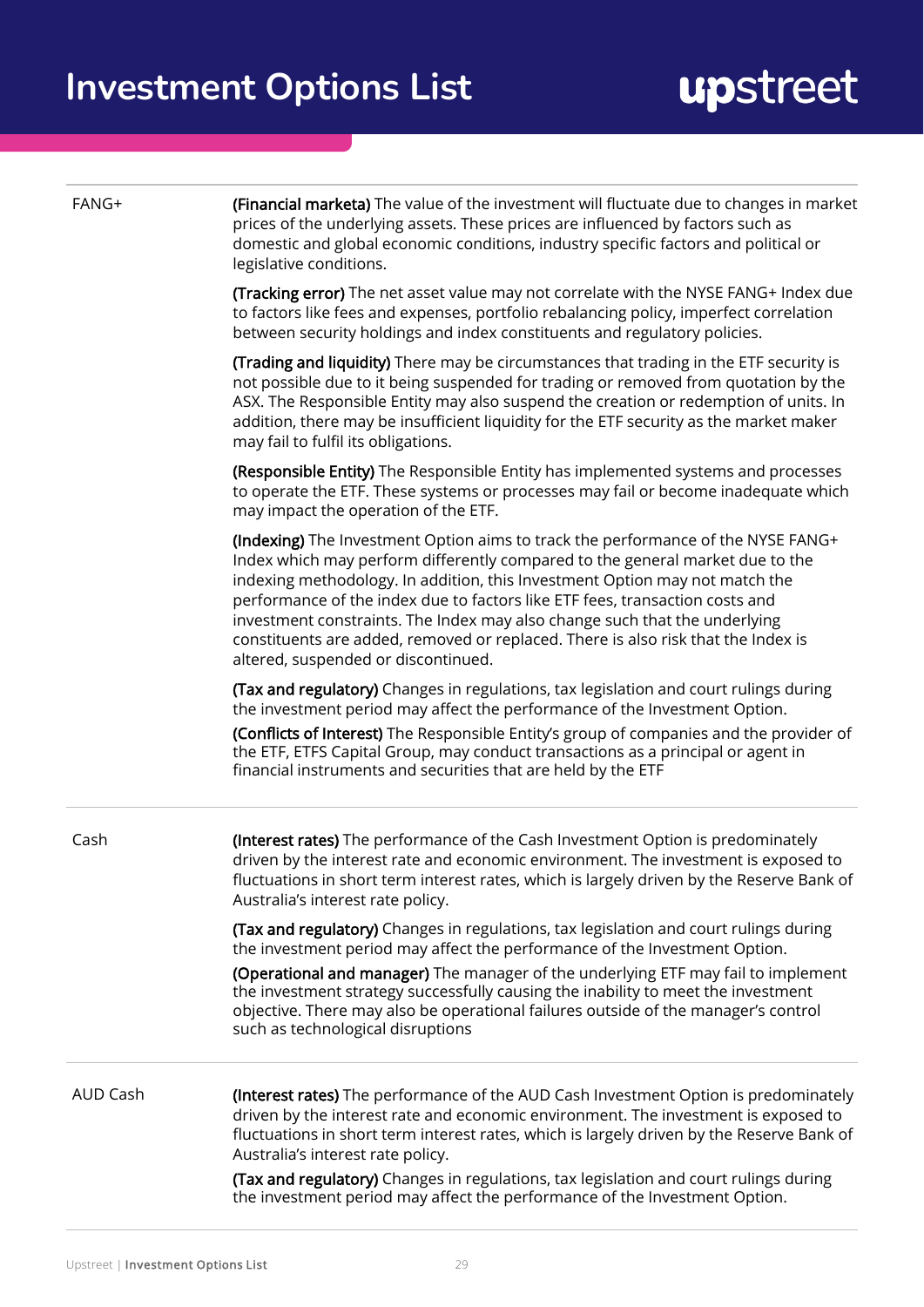# Investment Options List

| | |
|---|---|
| FANG+ | **(Financial marketa)** The value of the investment will fluctuate due to changes in market prices of the underlying assets. These prices are influenced by factors such as domestic and global economic conditions, industry specific factors and political or legislative conditions.<br><br>**(Tracking error)** The net asset value may not correlate with the NYSE FANG+ Index due to factors like fees and expenses, portfolio rebalancing policy, imperfect correlation between security holdings and index constituents and regulatory policies.<br><br>**(Trading and liquidity)** There may be circumstances that trading in the ETF security is not possible due to it being suspended for trading or removed from quotation by the ASX. The Responsible Entity may also suspend the creation or redemption of units. In addition, there may be insufficient liquidity for the ETF security as the market maker may fail to fulfil its obligations.<br><br>**(Responsible Entity)** The Responsible Entity has implemented systems and processes to operate the ETF. These systems or processes may fail or become inadequate which may impact the operation of the ETF.<br><br>**(Indexing)** The Investment Option aims to track the performance of the NYSE FANG+ Index which may perform differently compared to the general market due to the indexing methodology. In addition, this Investment Option may not match the performance of the index due to factors like ETF fees, transaction costs and investment constraints. The Index may also change such that the underlying constituents are added, removed or replaced. There is also risk that the Index is altered, suspended or discontinued.<br><br>**(Tax and regulatory)** Changes in regulations, tax legislation and court rulings during the investment period may affect the performance of the Investment Option.<br><br>**(Conflicts of Interest)** The Responsible Entity's group of companies and the provider of the ETF, ETFS Capital Group, may conduct transactions as a principal or agent in financial instruments and securities that are held by the ETF |
| Cash | **(Interest rates)** The performance of the Cash Investment Option is predominately driven by the interest rate and economic environment. The investment is exposed to fluctuations in short term interest rates, which is largely driven by the Reserve Bank of Australia's interest rate policy.<br><br>**(Tax and regulatory)** Changes in regulations, tax legislation and court rulings during the investment period may affect the performance of the Investment Option.<br><br>**(Operational and manager)** The manager of the underlying ETF may fail to implement the investment strategy successfully causing the inability to meet the investment objective. There may also be operational failures outside of the manager's control such as technological disruptions |
| AUD Cash | **(Interest rates)** The performance of the AUD Cash Investment Option is predominately driven by the interest rate and economic environment. The investment is exposed to fluctuations in short term interest rates, which is largely driven by the Reserve Bank of Australia's interest rate policy.<br><br>**(Tax and regulatory)** Changes in regulations, tax legislation and court rulings during the investment period may affect the performance of the Investment Option. |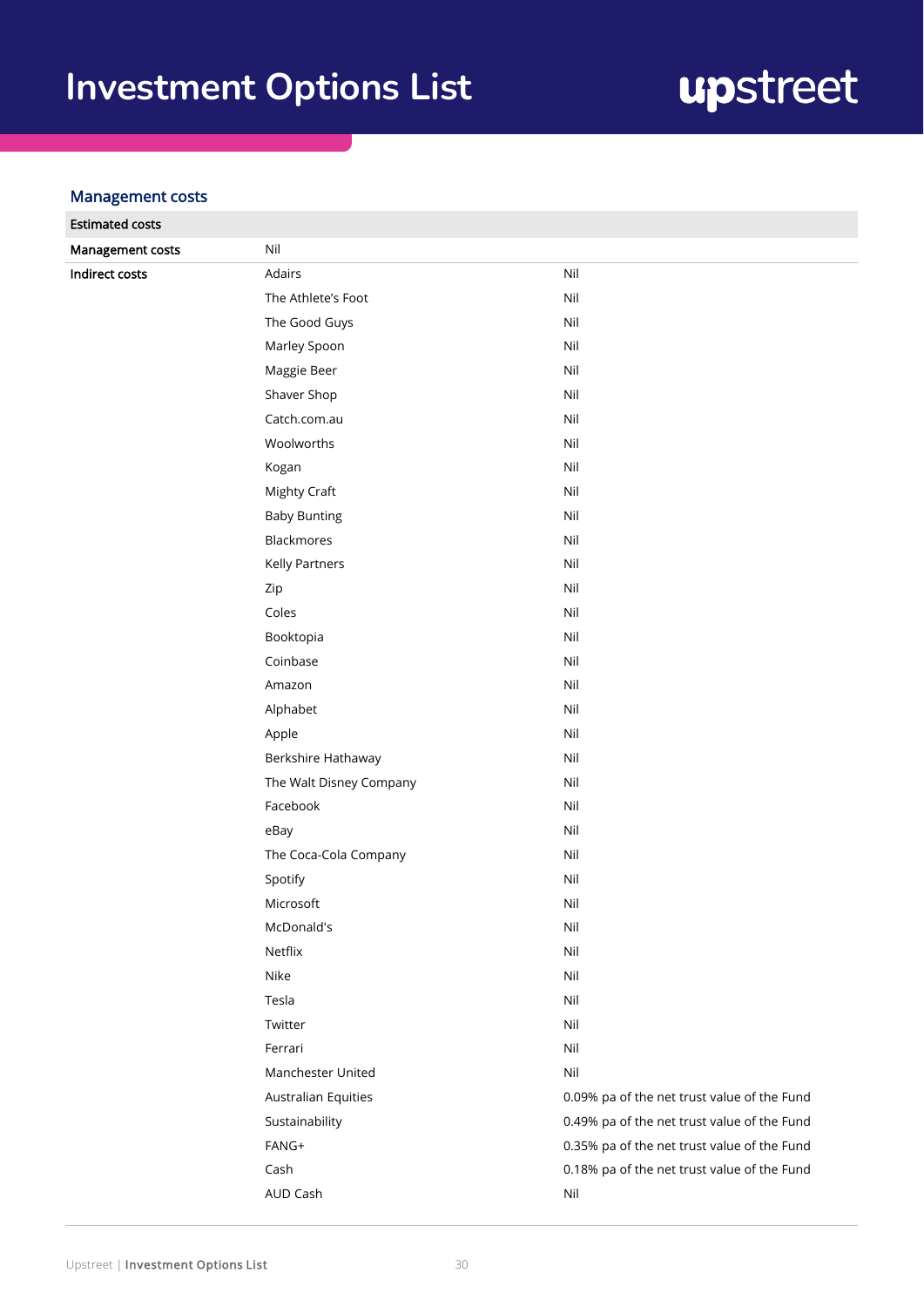# Investment Options List

## Management costs

| Estimated costs | | |
|---|---|---|
| **Management costs** | Nil | |
| **Indirect costs** | Adairs | Nil |
| | The Athlete's Foot | Nil |
| | The Good Guys | Nil |
| | Marley Spoon | Nil |
| | Maggie Beer | Nil |
| | Shaver Shop | Nil |
| | Catch.com.au | Nil |
| | Woolworths | Nil |
| | Kogan | Nil |
| | Mighty Craft | Nil |
| | Baby Bunting | Nil |
| | Blackmores | Nil |
| | Kelly Partners | Nil |
| | Zip | Nil |
| | Coles | Nil |
| | Booktopia | Nil |
| | Coinbase | Nil |
| | Amazon | Nil |
| | Alphabet | Nil |
| | Apple | Nil |
| | Berkshire Hathaway | Nil |
| | The Walt Disney Company | Nil |
| | Facebook | Nil |
| | eBay | Nil |
| | The Coca-Cola Company | Nil |
| | Spotify | Nil |
| | Microsoft | Nil |
| | McDonald's | Nil |
| | Netflix | Nil |
| | Nike | Nil |
| | Tesla | Nil |
| | Twitter | Nil |
| | Ferrari | Nil |
| | Manchester United | Nil |
| | Australian Equities | 0.09% pa of the net trust value of the Fund |
| | Sustainability | 0.49% pa of the net trust value of the Fund |
| | FANG+ | 0.35% pa of the net trust value of the Fund |
| | Cash | 0.18% pa of the net trust value of the Fund |
| | AUD Cash | Nil |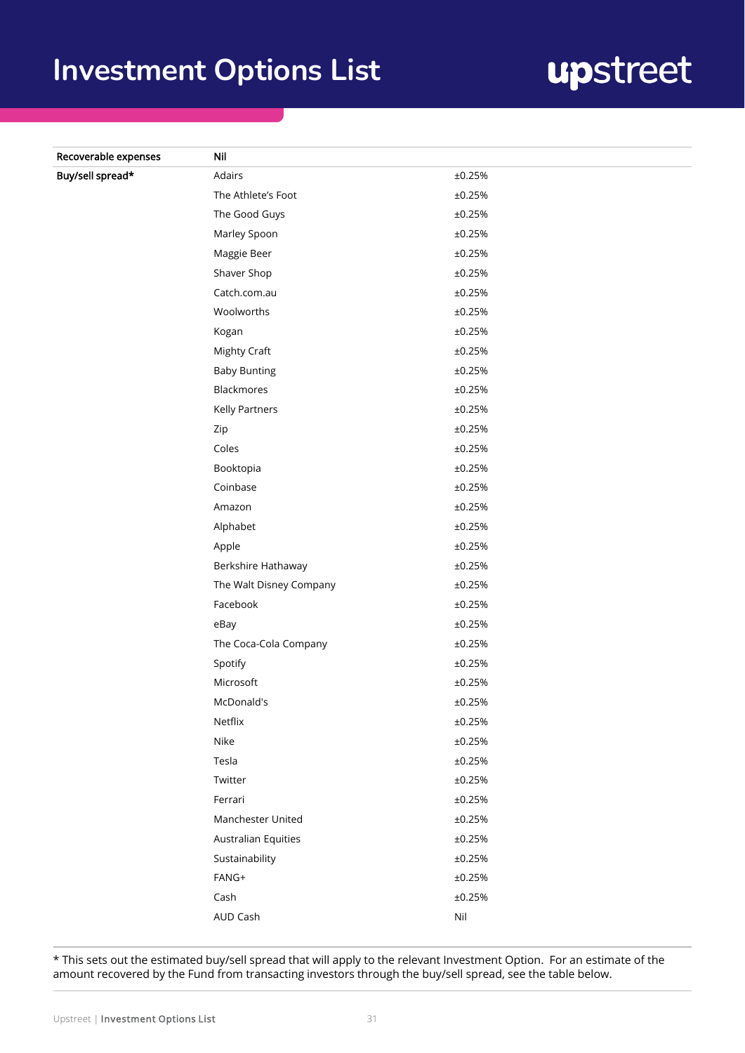# Investment Options List

| Recoverable expenses | Nil | |
|---|---|---|
| Buy/sell spread* | Adairs | ±0.25% |
| | The Athlete's Foot | ±0.25% |
| | The Good Guys | ±0.25% |
| | Marley Spoon | ±0.25% |
| | Maggie Beer | ±0.25% |
| | Shaver Shop | ±0.25% |
| | Catch.com.au | ±0.25% |
| | Woolworths | ±0.25% |
| | Kogan | ±0.25% |
| | Mighty Craft | ±0.25% |
| | Baby Bunting | ±0.25% |
| | Blackmores | ±0.25% |
| | Kelly Partners | ±0.25% |
| | Zip | ±0.25% |
| | Coles | ±0.25% |
| | Booktopia | ±0.25% |
| | Coinbase | ±0.25% |
| | Amazon | ±0.25% |
| | Alphabet | ±0.25% |
| | Apple | ±0.25% |
| | Berkshire Hathaway | ±0.25% |
| | The Walt Disney Company | ±0.25% |
| | Facebook | ±0.25% |
| | eBay | ±0.25% |
| | The Coca-Cola Company | ±0.25% |
| | Spotify | ±0.25% |
| | Microsoft | ±0.25% |
| | McDonald's | ±0.25% |
| | Netflix | ±0.25% |
| | Nike | ±0.25% |
| | Tesla | ±0.25% |
| | Twitter | ±0.25% |
| | Ferrari | ±0.25% |
| | Manchester United | ±0.25% |
| | Australian Equities | ±0.25% |
| | Sustainability | ±0.25% |
| | FANG+ | ±0.25% |
| | Cash | ±0.25% |
| | AUD Cash | Nil |

* This sets out the estimated buy/sell spread that will apply to the relevant Investment Option. For an estimate of the amount recovered by the Fund from transacting investors through the buy/sell spread, see the table below.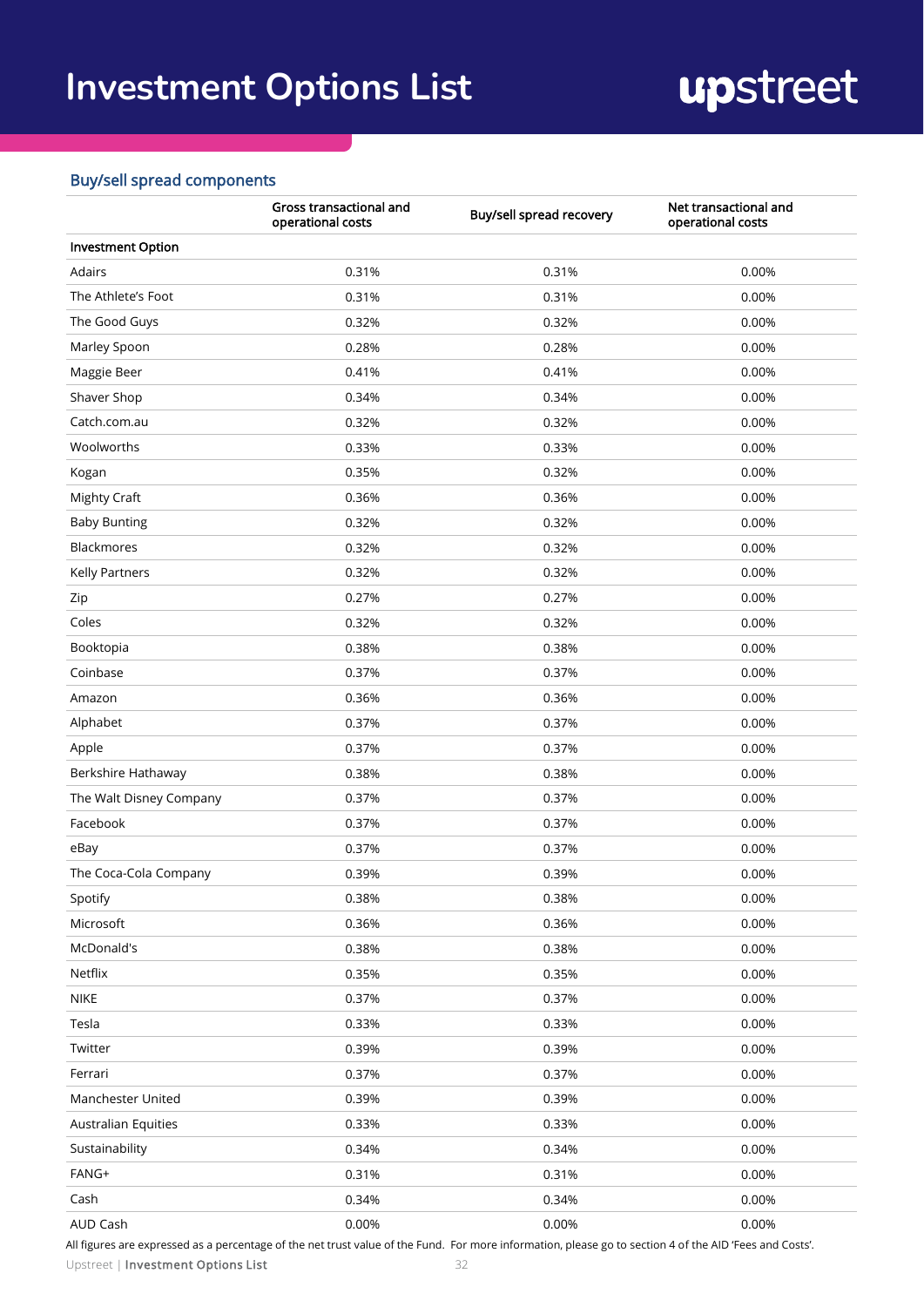# Investment Options List

## Buy/sell spread components

| | Gross transactional and operational costs | Buy/sell spread recovery | Net transactional and operational costs |
|---|---|---|---|
| **Investment Option** | | | |
| Adairs | 0.31% | 0.31% | 0.00% |
| The Athlete's Foot | 0.31% | 0.31% | 0.00% |
| The Good Guys | 0.32% | 0.32% | 0.00% |
| Marley Spoon | 0.28% | 0.28% | 0.00% |
| Maggie Beer | 0.41% | 0.41% | 0.00% |
| Shaver Shop | 0.34% | 0.34% | 0.00% |
| Catch.com.au | 0.32% | 0.32% | 0.00% |
| Woolworths | 0.33% | 0.33% | 0.00% |
| Kogan | 0.35% | 0.32% | 0.00% |
| Mighty Craft | 0.36% | 0.36% | 0.00% |
| Baby Bunting | 0.32% | 0.32% | 0.00% |
| Blackmores | 0.32% | 0.32% | 0.00% |
| Kelly Partners | 0.32% | 0.32% | 0.00% |
| Zip | 0.27% | 0.27% | 0.00% |
| Coles | 0.32% | 0.32% | 0.00% |
| Booktopia | 0.38% | 0.38% | 0.00% |
| Coinbase | 0.37% | 0.37% | 0.00% |
| Amazon | 0.36% | 0.36% | 0.00% |
| Alphabet | 0.37% | 0.37% | 0.00% |
| Apple | 0.37% | 0.37% | 0.00% |
| Berkshire Hathaway | 0.38% | 0.38% | 0.00% |
| The Walt Disney Company | 0.37% | 0.37% | 0.00% |
| Facebook | 0.37% | 0.37% | 0.00% |
| eBay | 0.37% | 0.37% | 0.00% |
| The Coca-Cola Company | 0.39% | 0.39% | 0.00% |
| Spotify | 0.38% | 0.38% | 0.00% |
| Microsoft | 0.36% | 0.36% | 0.00% |
| McDonald's | 0.38% | 0.38% | 0.00% |
| Netflix | 0.35% | 0.35% | 0.00% |
| NIKE | 0.37% | 0.37% | 0.00% |
| Tesla | 0.33% | 0.33% | 0.00% |
| Twitter | 0.39% | 0.39% | 0.00% |
| Ferrari | 0.37% | 0.37% | 0.00% |
| Manchester United | 0.39% | 0.39% | 0.00% |
| Australian Equities | 0.33% | 0.33% | 0.00% |
| Sustainability | 0.34% | 0.34% | 0.00% |
| FANG+ | 0.31% | 0.31% | 0.00% |
| Cash | 0.34% | 0.34% | 0.00% |
| AUD Cash | 0.00% | 0.00% | 0.00% |

All figures are expressed as a percentage of the net trust value of the Fund. For more information, please go to section 4 of the AID 'Fees and Costs'.